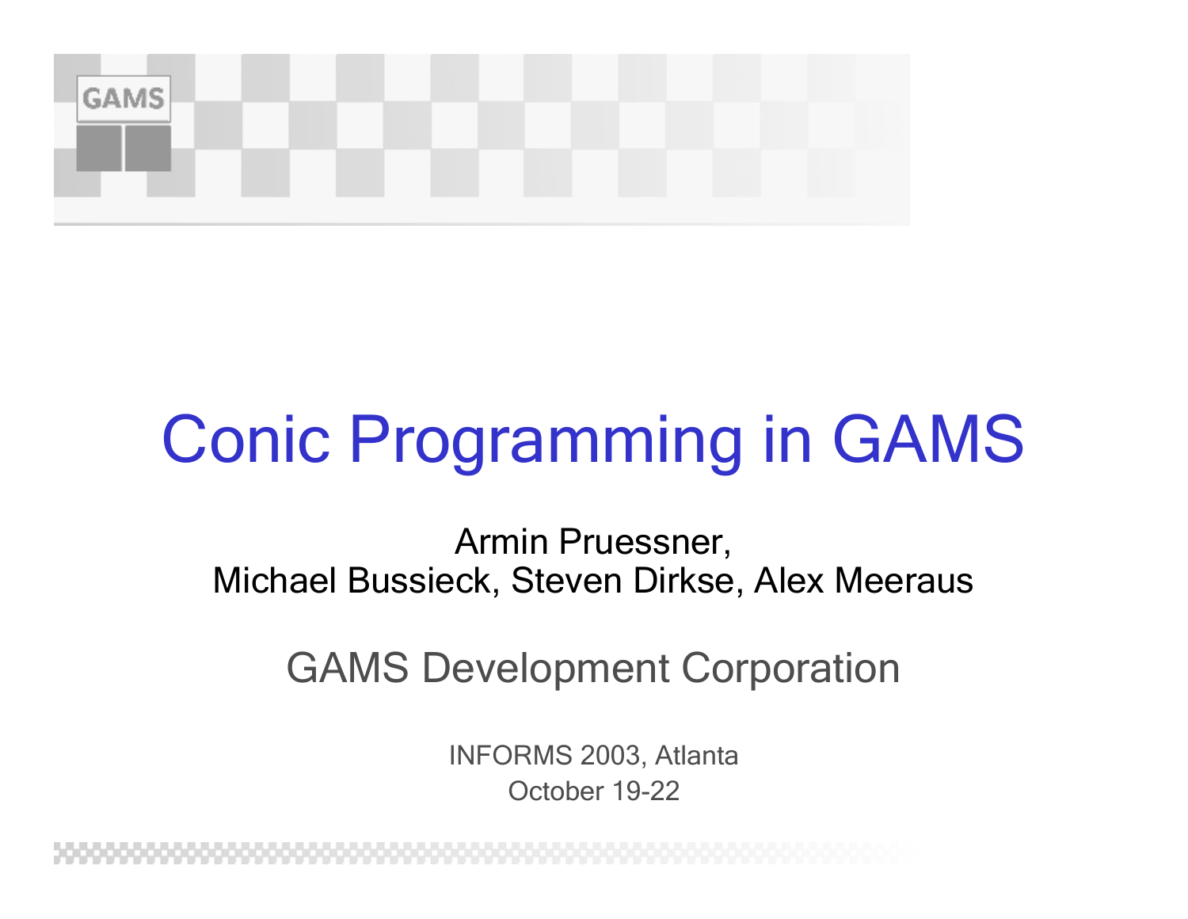# Conic Programming in GAMS

Armin Pruessner,
Michael Bussieck, Steven Dirkse, Alex Meeraus

GAMS Development Corporation

INFORMS 2003, Atlanta
October 19-22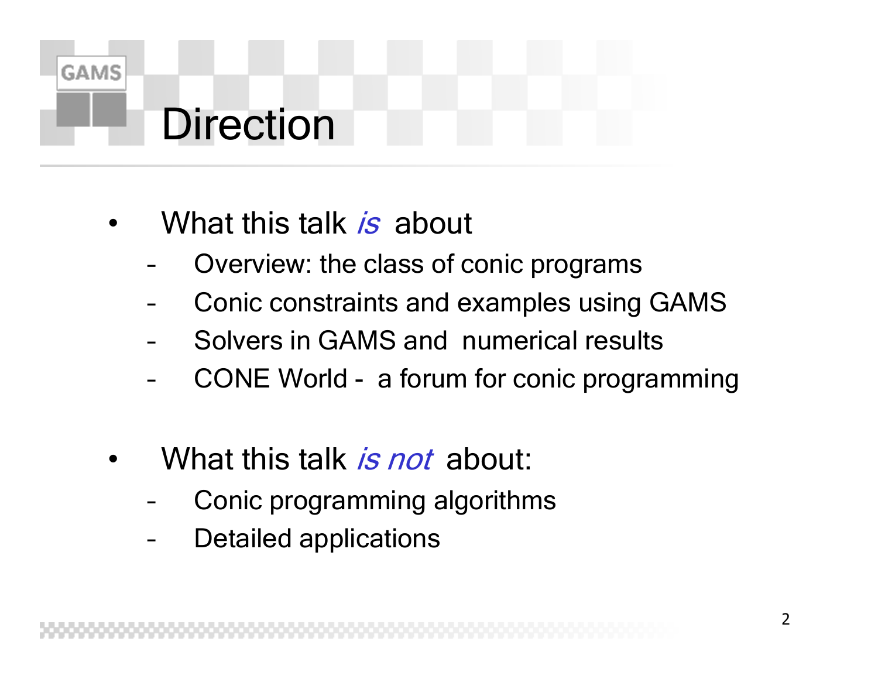# Direction

- What this talk *is* about
  - Overview: the class of conic programs
  - Conic constraints and examples using GAMS
  - Solvers in GAMS and numerical results
  - CONE World - a forum for conic programming

- What this talk *is not* about:
  - Conic programming algorithms
  - Detailed applications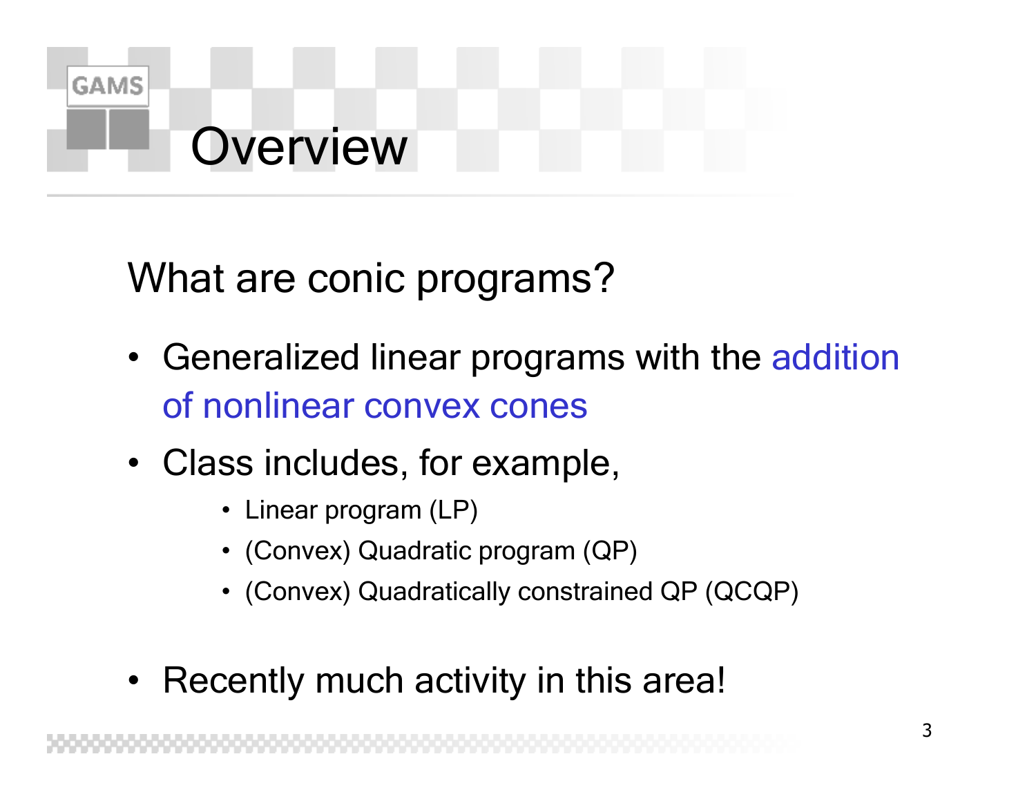# Overview

What are conic programs?

- Generalized linear programs with the addition of nonlinear convex cones
- Class includes, for example,
  - Linear program (LP)
  - (Convex) Quadratic program (QP)
  - (Convex) Quadratically constrained QP (QCQP)

- Recently much activity in this area!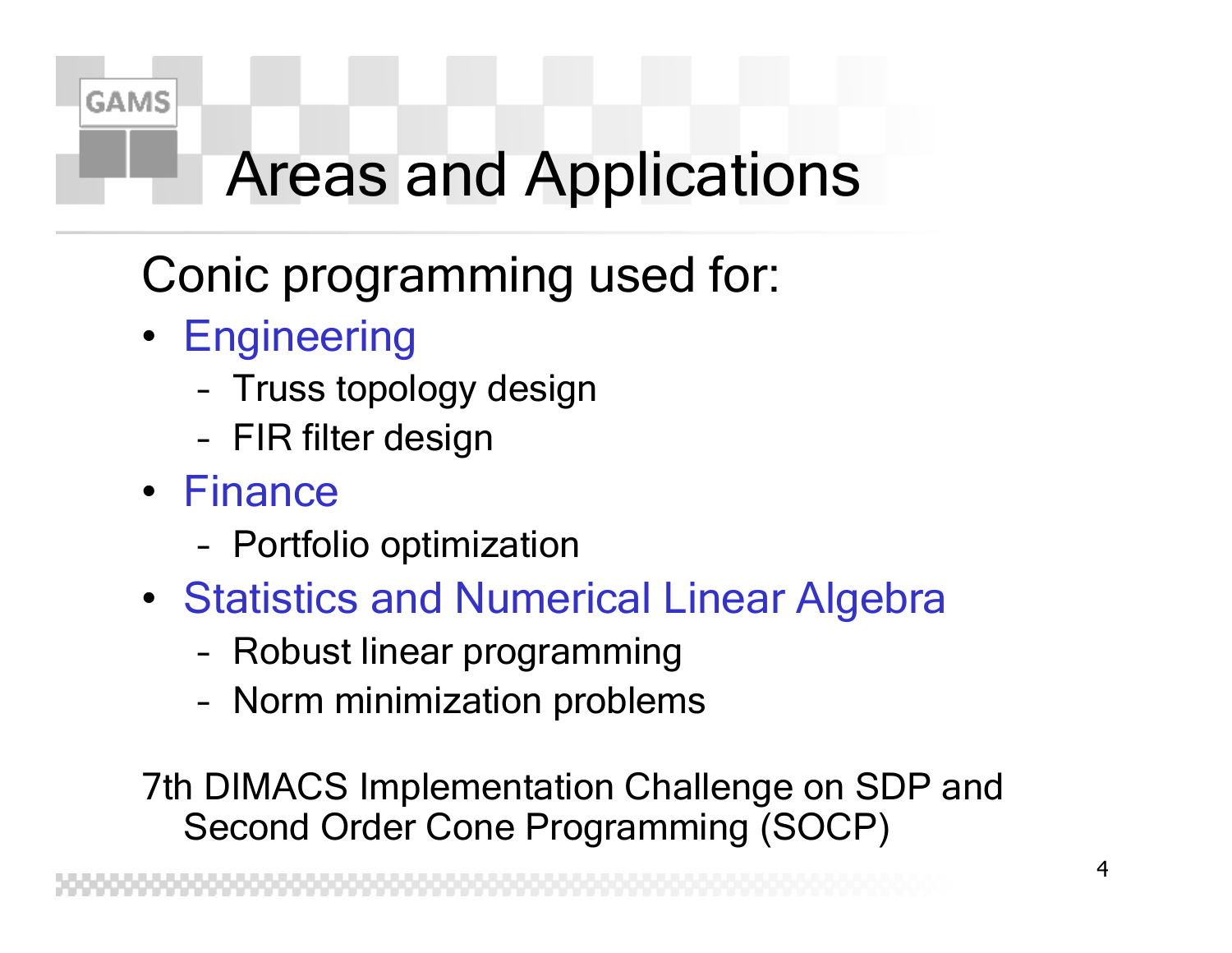# Areas and Applications

Conic programming used for:

- Engineering
  - Truss topology design
  - FIR filter design
- Finance
  - Portfolio optimization
- Statistics and Numerical Linear Algebra
  - Robust linear programming
  - Norm minimization problems

7th DIMACS Implementation Challenge on SDP and Second Order Cone Programming (SOCP)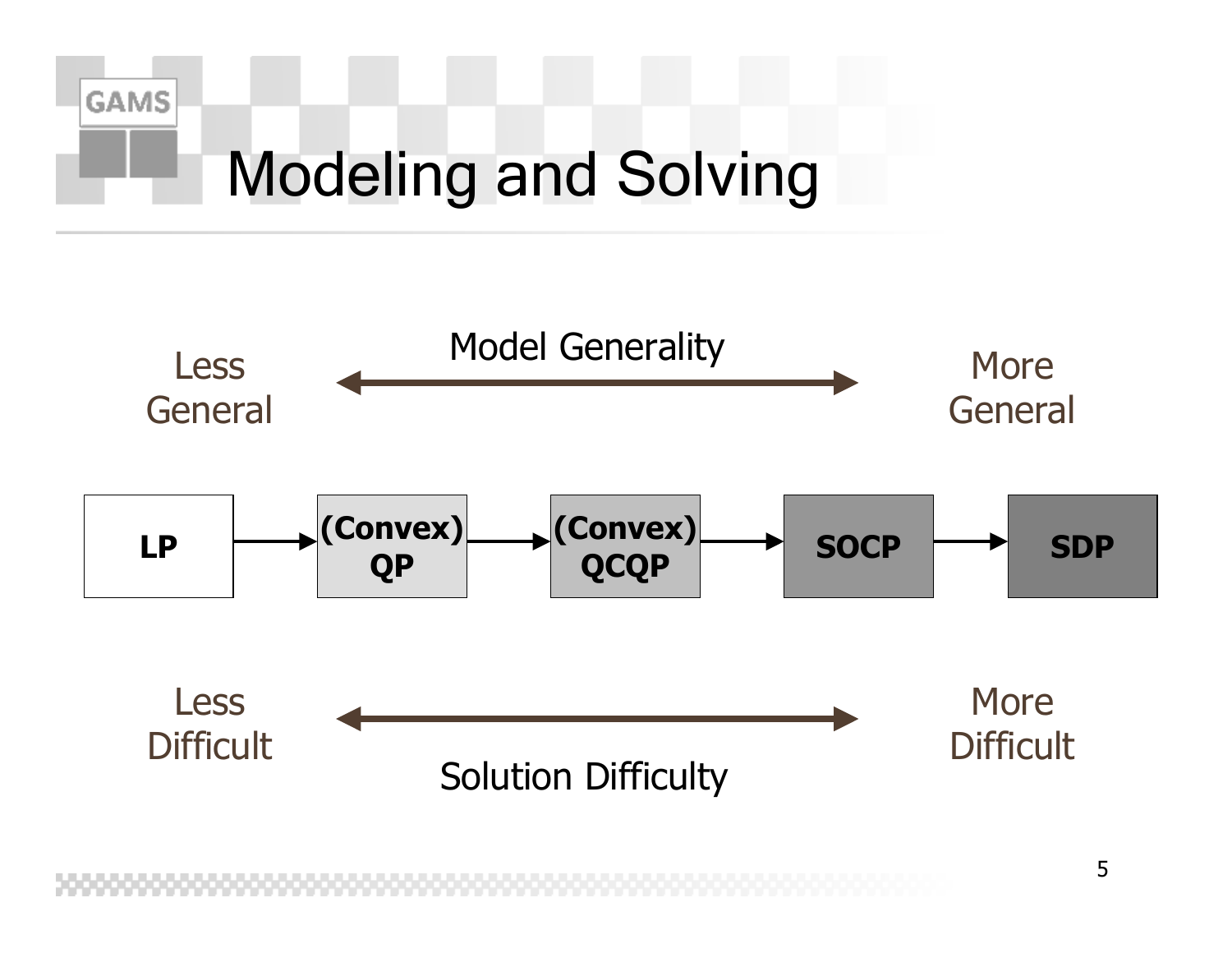# Modeling and Solving

Model Generality

Less General ⟷ More General

LP → (Convex) QP → (Convex) QCQP → SOCP → SDP

Less Difficult ⟷ More Difficult

Solution Difficulty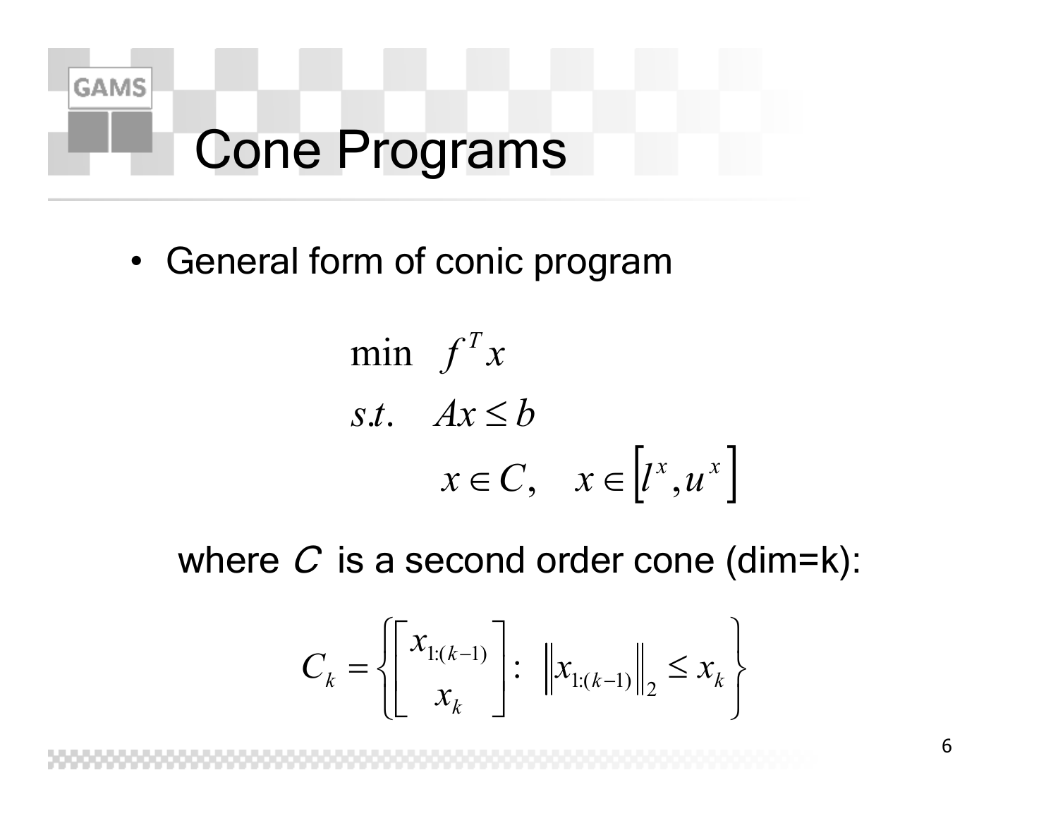# Cone Programs

- General form of conic program

$$
\begin{aligned}
\min \quad & f^T x \\
s.t. \quad & Ax \leq b \\
& x \in C, \quad x \in \left[l^x, u^x\right]
\end{aligned}
$$

where $C$ is a second order cone (dim=k):

$$
C_k = \left\{ \begin{bmatrix} x_{1:(k-1)} \\ x_k \end{bmatrix} : \; \left\| x_{1:(k-1)} \right\|_2 \leq x_k \right\}
$$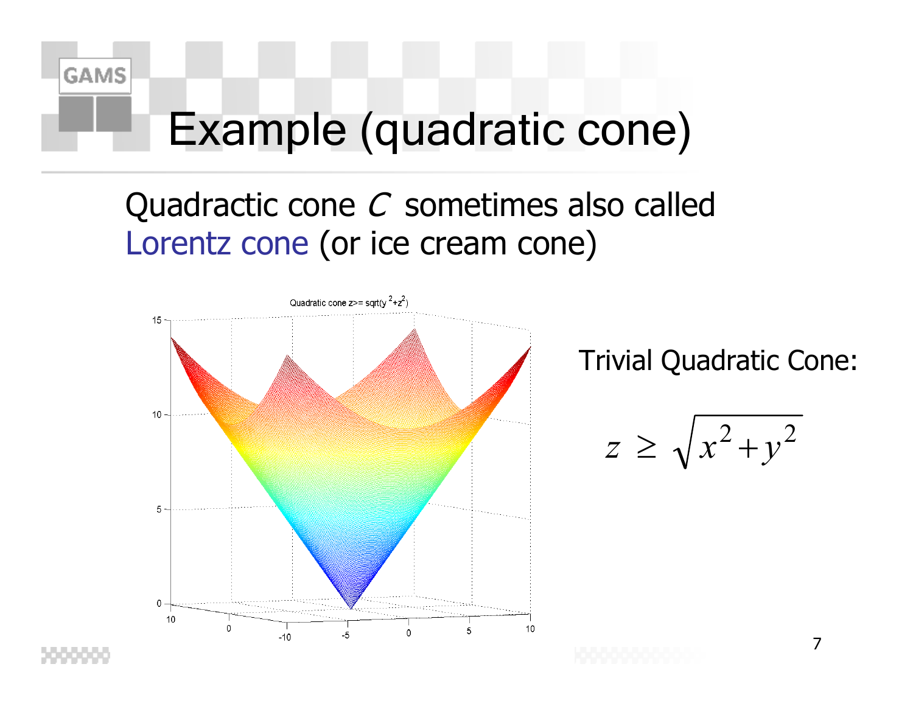# Example (quadratic cone)

Quadractic cone $C$ sometimes also called Lorentz cone (or ice cream cone)

Trivial Quadratic Cone:

$$z \geq \sqrt{x^2 + y^2}$$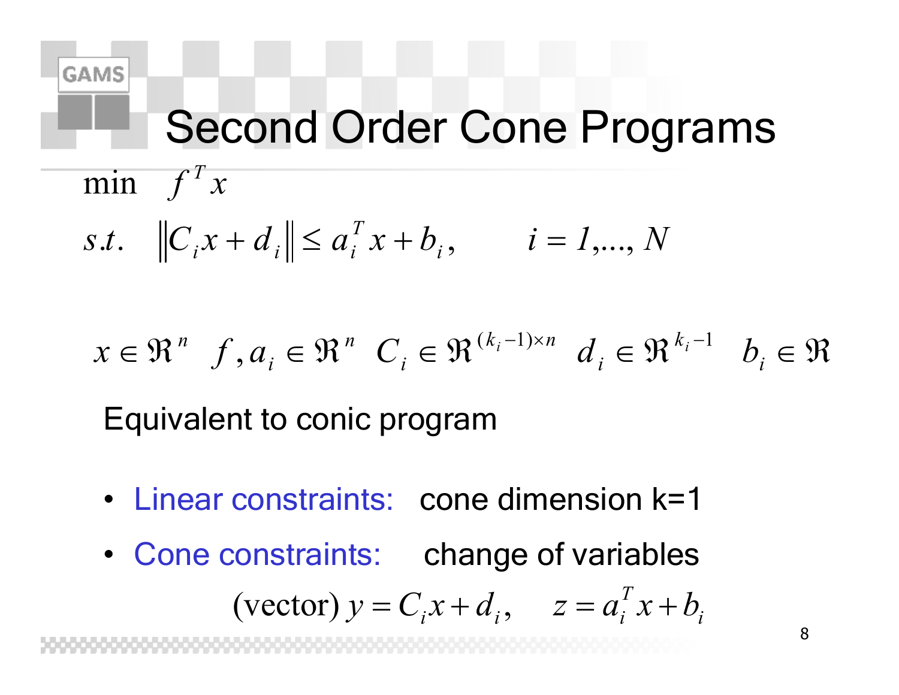# Second Order Cone Programs

$$
\begin{aligned}
\min \quad & f^T x \\
s.t. \quad & \left\| C_i x + d_i \right\| \le a_i^T x + b_i, \qquad i = 1, \ldots, N
\end{aligned}
$$

$$
x \in \Re^n \quad f, a_i \in \Re^n \quad C_i \in \Re^{(k_i - 1) \times n} \quad d_i \in \Re^{k_i - 1} \quad b_i \in \Re
$$

Equivalent to conic program

- Linear constraints: cone dimension k=1
- Cone constraints: change of variables

$$
\text{(vector) } y = C_i x + d_i, \qquad z = a_i^T x + b_i
$$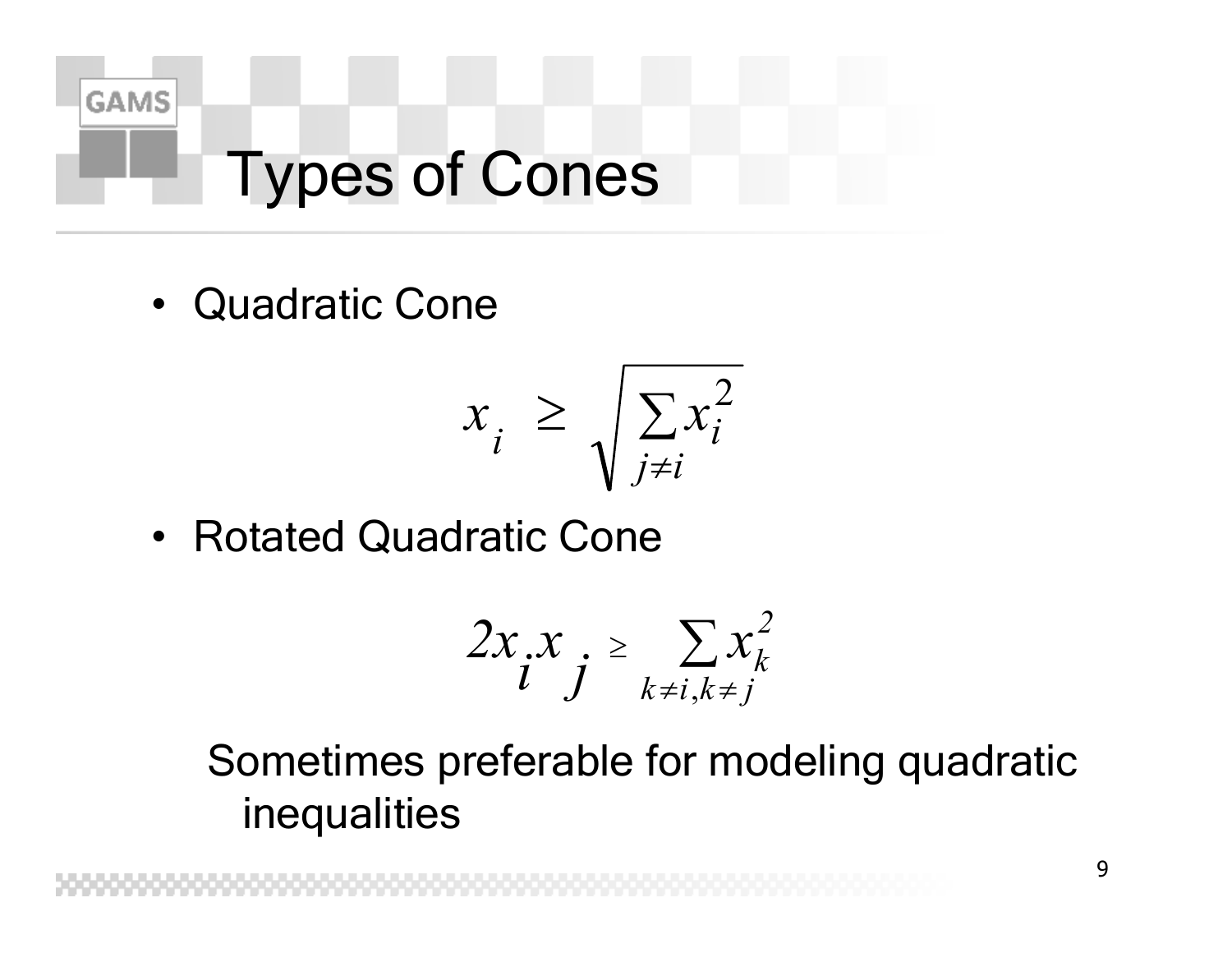# Types of Cones

- Quadratic Cone

$$x_i \geq \sqrt{\sum_{j \neq i} x_i^2}$$

- Rotated Quadratic Cone

$$2x_i x_j \geq \sum_{k \neq i, k \neq j} x_k^2$$

Sometimes preferable for modeling quadratic inequalities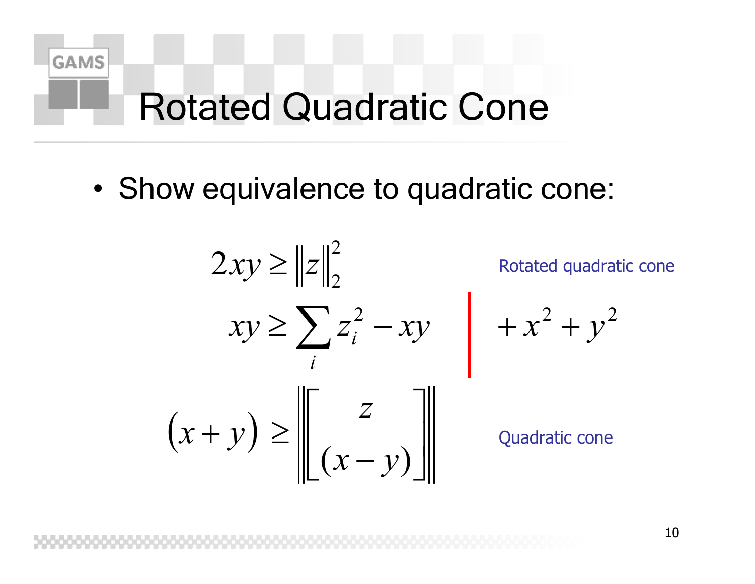# Rotated Quadratic Cone

- Show equivalence to quadratic cone:

$$2xy \geq \|z\|_2^2$$

Rotated quadratic cone

$$xy \geq \sum_i z_i^2 - xy \qquad \Big| \qquad + x^2 + y^2$$

$$(x+y) \geq \left\| \begin{bmatrix} z \\ (x-y) \end{bmatrix} \right\|$$

Quadratic cone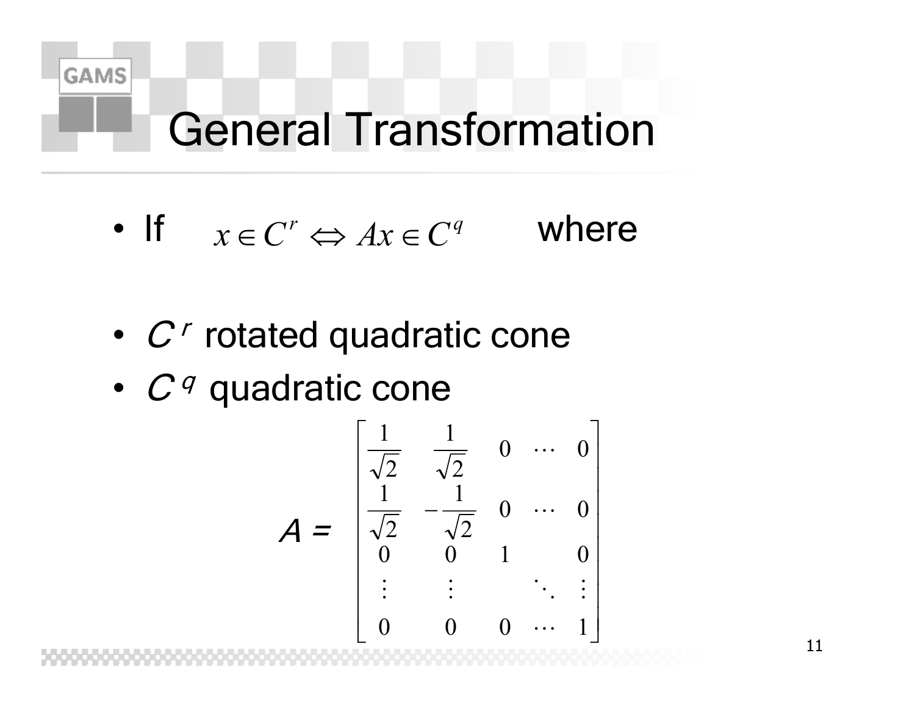# General Transformation

- If $x \in C^r \Leftrightarrow Ax \in C^q$ where
- $C^r$ rotated quadratic cone
- $C^q$ quadratic cone

$$A = \begin{bmatrix} \frac{1}{\sqrt{2}} & \frac{1}{\sqrt{2}} & 0 & \cdots & 0 \\ \frac{1}{\sqrt{2}} & -\frac{1}{\sqrt{2}} & 0 & \cdots & 0 \\ 0 & 0 & 1 & & 0 \\ \vdots & \vdots & & \ddots & \vdots \\ 0 & 0 & 0 & \cdots & 1 \end{bmatrix}$$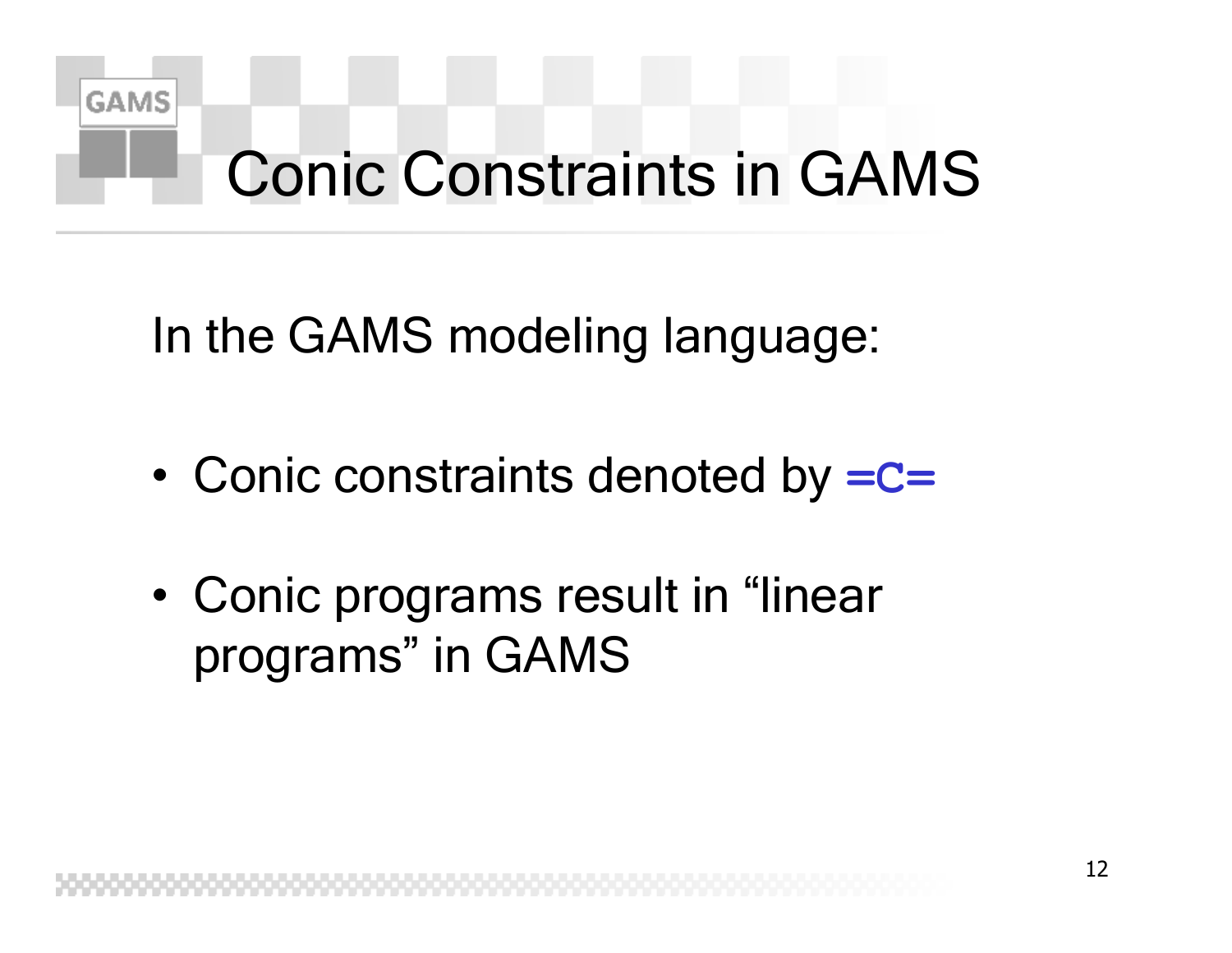# Conic Constraints in GAMS

In the GAMS modeling language:

- Conic constraints denoted by **=C=**
- Conic programs result in “linear programs” in GAMS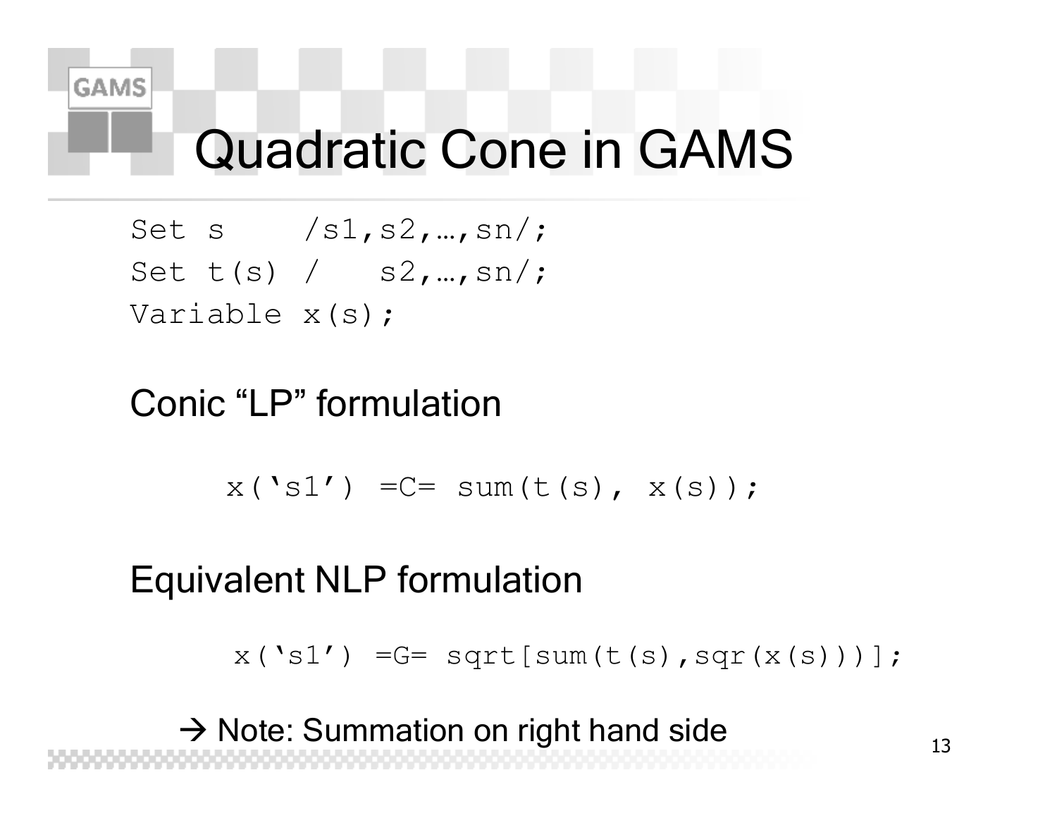# Quadratic Cone in GAMS

```
Set s    /s1,s2,…,sn/;
Set t(s) /   s2,…,sn/;
Variable x(s);
```

Conic “LP” formulation

```
x('s1') =C= sum(t(s), x(s));
```

Equivalent NLP formulation

```
x('s1') =G= sqrt[sum(t(s),sqr(x(s)))];
```

→ Note: Summation on right hand side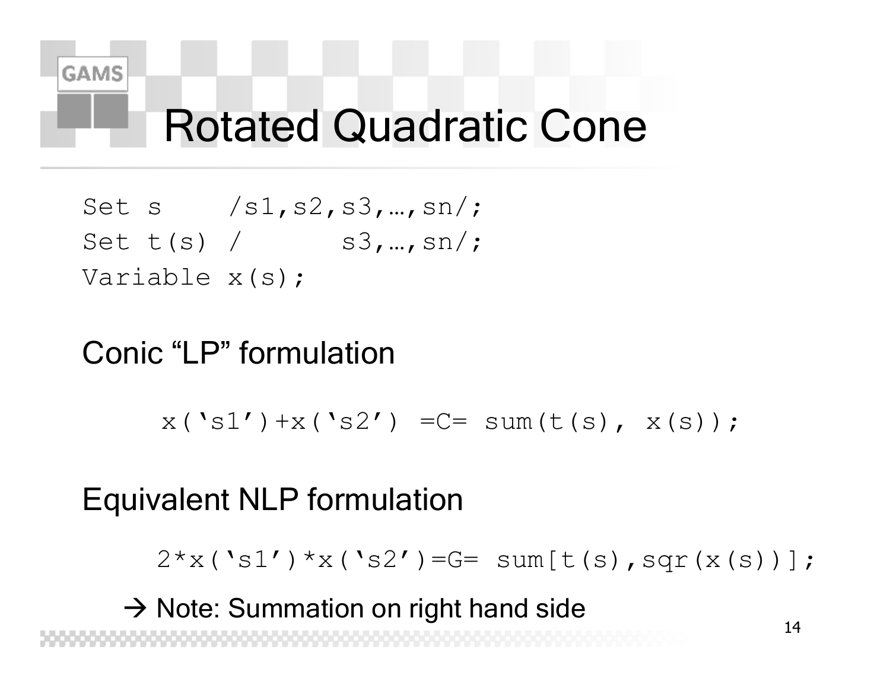# Rotated Quadratic Cone

```
Set s    /s1,s2,s3,…,sn/;
Set t(s) /       s3,…,sn/;
Variable x(s);
```

## Conic “LP” formulation

```
x('s1')+x('s2') =C= sum(t(s), x(s));
```

## Equivalent NLP formulation

```
2*x('s1')*x('s2')=G= sum[t(s),sqr(x(s))];
```

→ Note: Summation on right hand side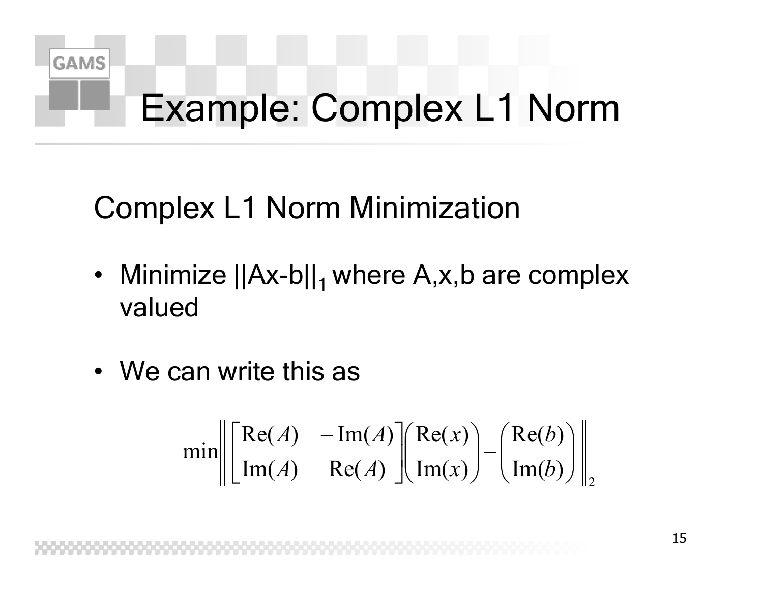# Example: Complex L1 Norm

## Complex L1 Norm Minimization

- Minimize $||Ax-b||_1$ where A,x,b are complex valued
- We can write this as

$$\min \left\| \begin{bmatrix} \mathrm{Re}(A) & -\mathrm{Im}(A) \\ \mathrm{Im}(A) & \mathrm{Re}(A) \end{bmatrix} \begin{pmatrix} \mathrm{Re}(x) \\ \mathrm{Im}(x) \end{pmatrix} - \begin{pmatrix} \mathrm{Re}(b) \\ \mathrm{Im}(b) \end{pmatrix} \right\|_2$$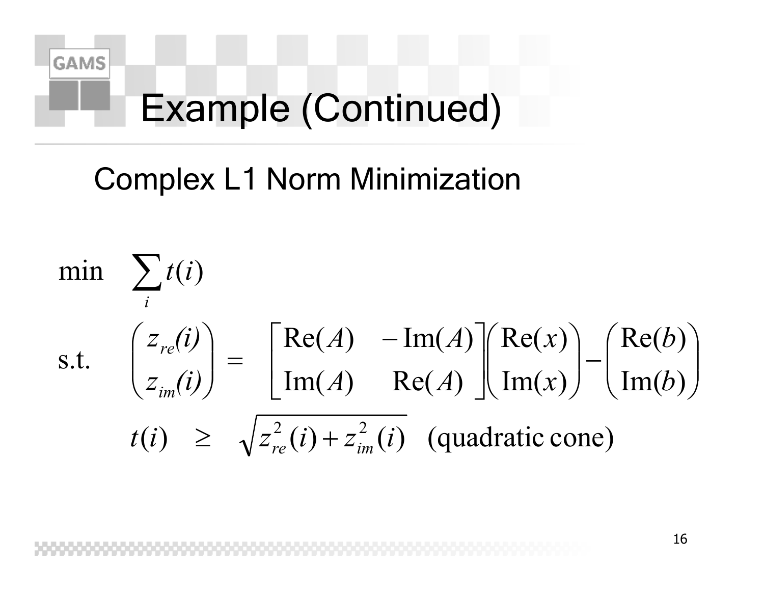# Example (Continued)

## Complex L1 Norm Minimization

$$
\begin{aligned}
\min \quad & \sum_i t(i) \\
\text{s.t.} \quad & \begin{pmatrix} z_{re}(i) \\ z_{im}(i) \end{pmatrix} = \begin{bmatrix} \mathrm{Re}(A) & -\mathrm{Im}(A) \\ \mathrm{Im}(A) & \mathrm{Re}(A) \end{bmatrix} \begin{pmatrix} \mathrm{Re}(x) \\ \mathrm{Im}(x) \end{pmatrix} - \begin{pmatrix} \mathrm{Re}(b) \\ \mathrm{Im}(b) \end{pmatrix} \\
& t(i) \geq \sqrt{z_{re}^2(i) + z_{im}^2(i)} \quad \text{(quadratic cone)}
\end{aligned}
$$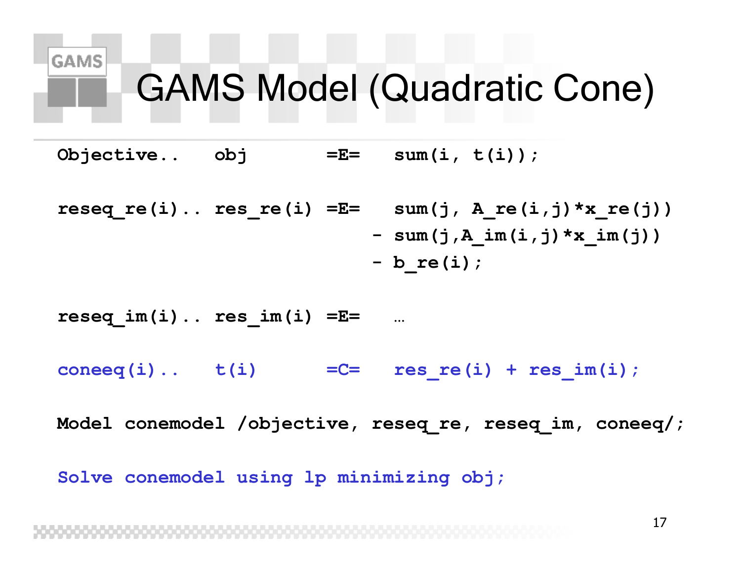# GAMS Model (Quadratic Cone)

```
Objective..    obj         =E=    sum(i, t(i));

reseq_re(i).. res_re(i)  =E=    sum(j, A_re(i,j)*x_re(j))
                              - sum(j,A_im(i,j)*x_im(j))
                              - b_re(i);

reseq_im(i).. res_im(i)  =E=    …

coneeq(i)..    t(i)        =C=    res_re(i) + res_im(i);

Model conemodel /objective, reseq_re, reseq_im, coneeq/;

Solve conemodel using lp minimizing obj;
```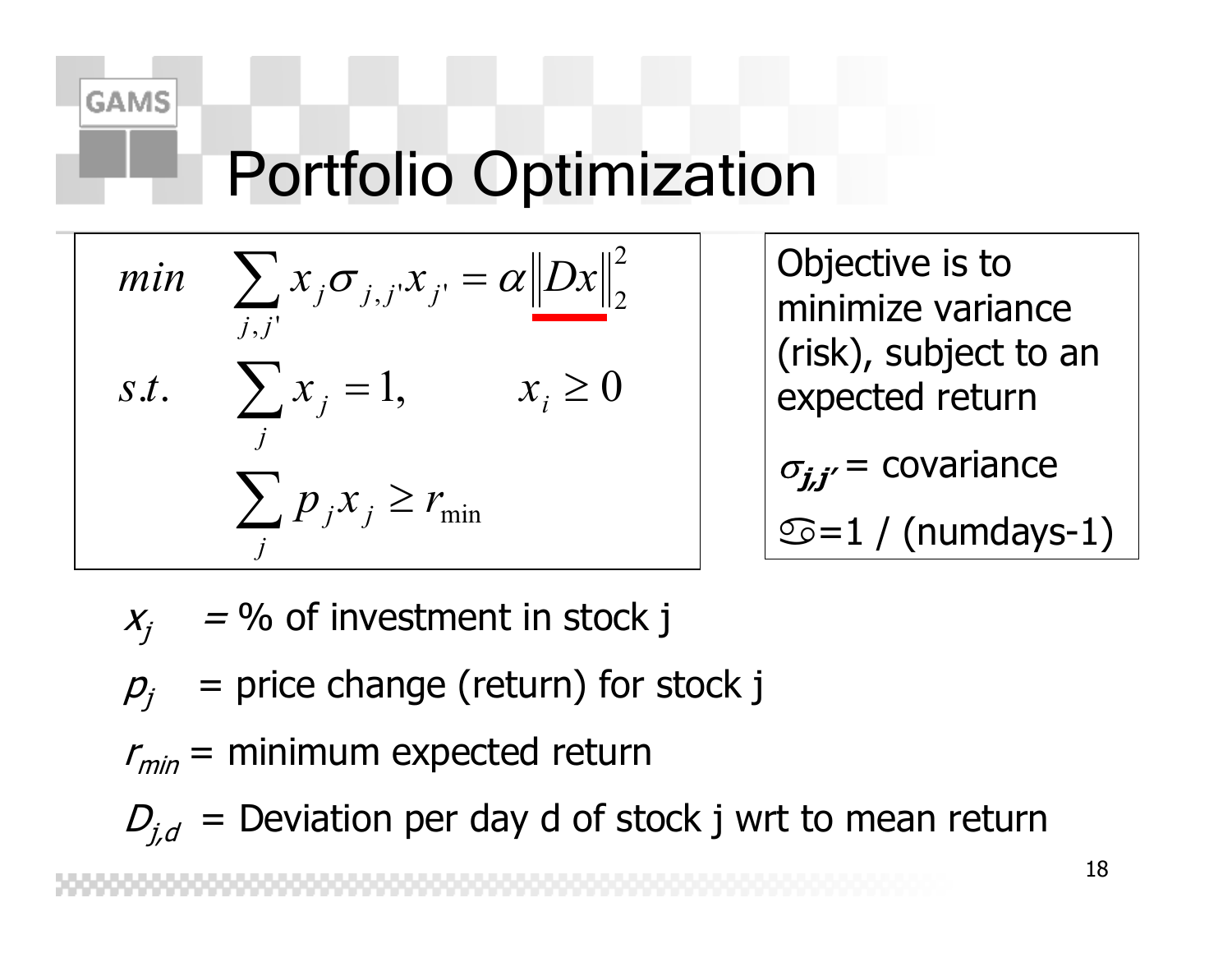# Portfolio Optimization

$$
\begin{aligned}
\min \quad & \sum_{j,j'} x_j \sigma_{j,j'} x_{j'} = \alpha \left\| Dx \right\|_2^2 \\
s.t. \quad & \sum_j x_j = 1, \qquad x_i \geq 0 \\
& \sum_j p_j x_j \geq r_{\min}
\end{aligned}
$$

Objective is to minimize variance (risk), subject to an expected return

$\sigma_{j,j'}$ = covariance

$\alpha$=1 / (numdays-1)

$x_j$ = % of investment in stock j

$p_j$ = price change (return) for stock j

$r_{min}$ = minimum expected return

$D_{j,d}$ = Deviation per day d of stock j wrt to mean return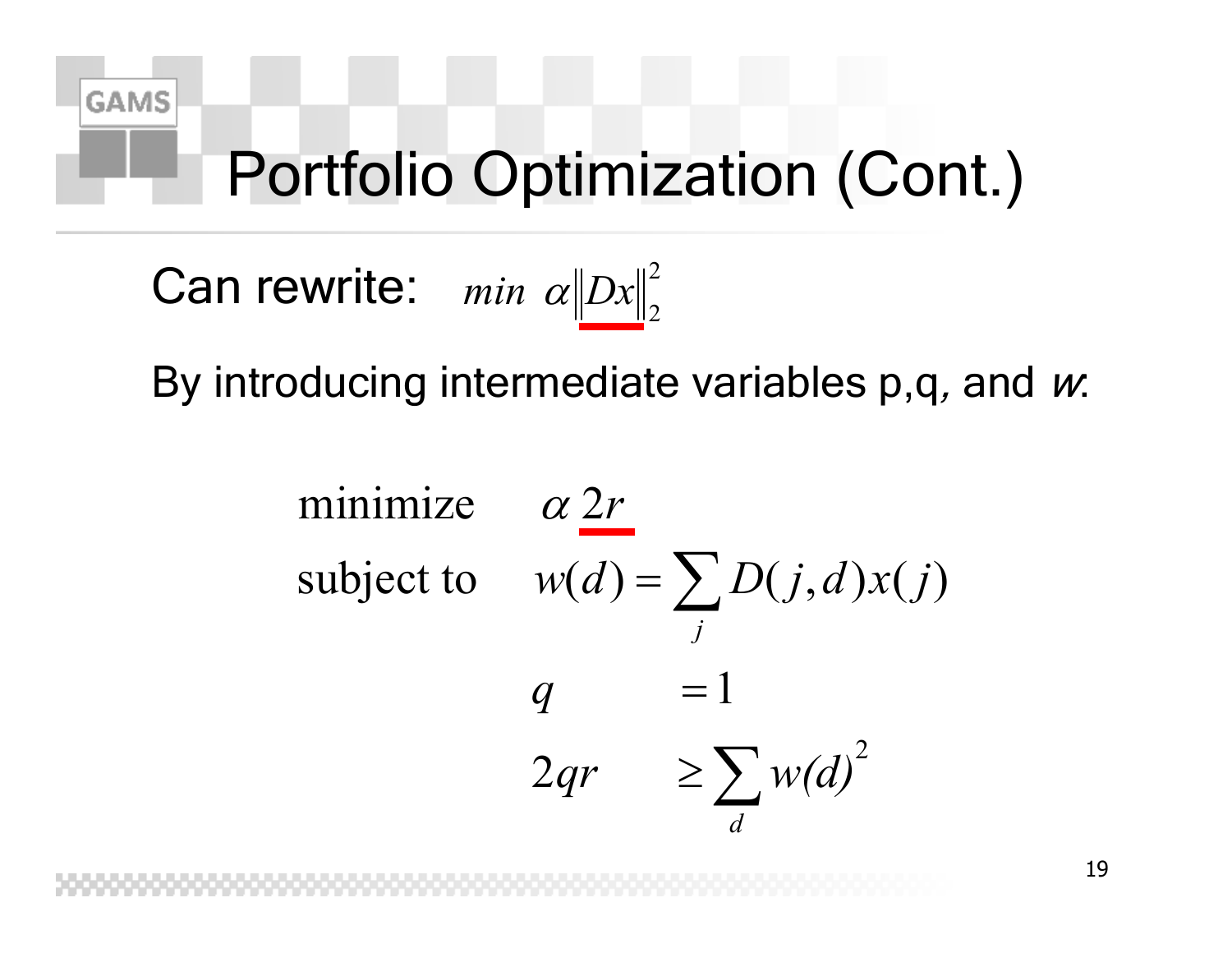# Portfolio Optimization (Cont.)

Can rewrite: $min\ \alpha \|Dx\|_2^2$

By introducing intermediate variables p,q, and *w*:

$$
\begin{aligned}
\text{minimize} \quad & \alpha\, 2r \\
\text{subject to} \quad & w(d) = \sum_j D(j,d)x(j) \\
& q = 1 \\
& 2qr \geq \sum_d w(d)^2
\end{aligned}
$$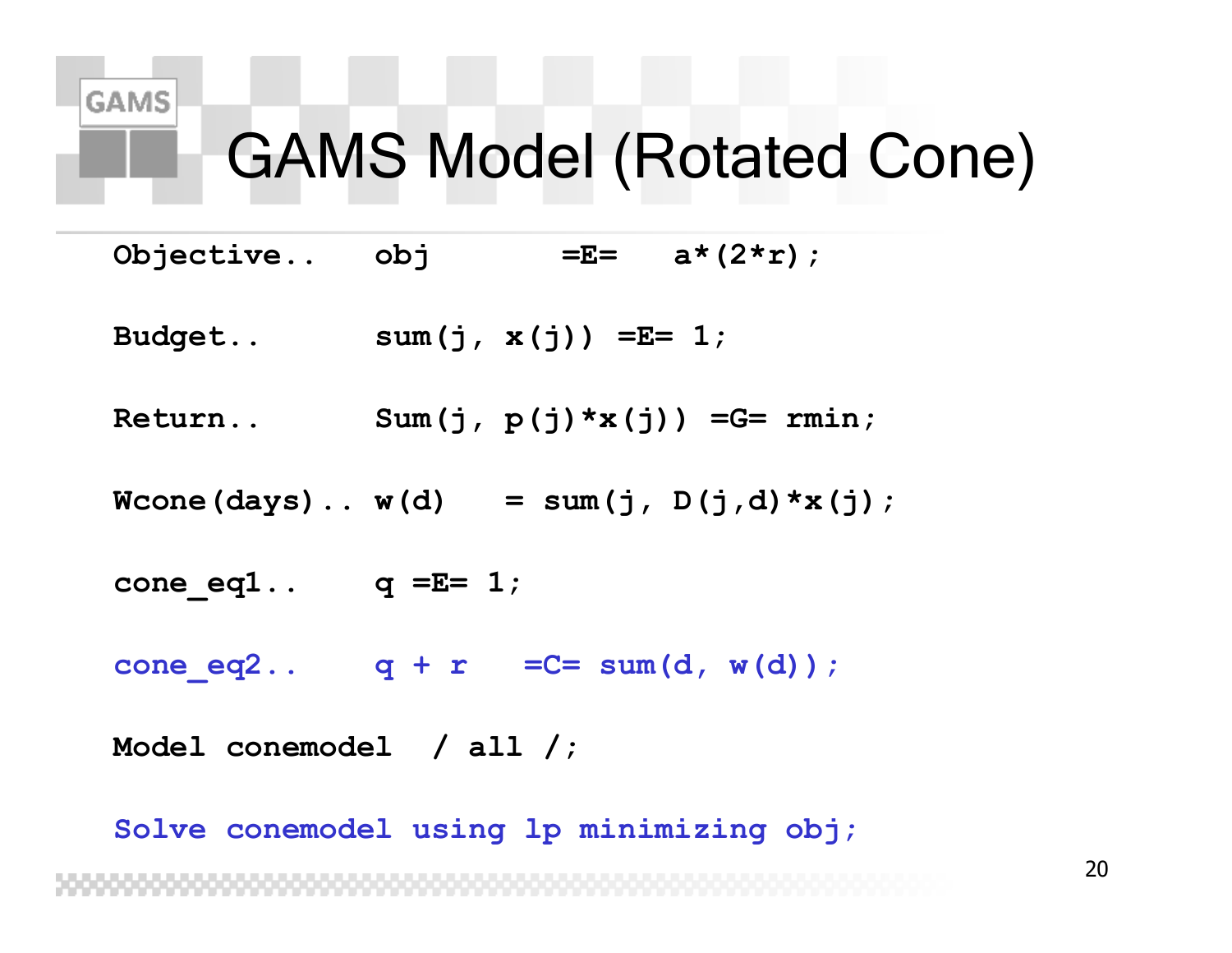# GAMS Model (Rotated Cone)

```
Objective..   obj       =E=   a*(2*r);

Budget..      sum(j, x(j)) =E= 1;

Return..      Sum(j, p(j)*x(j)) =G= rmin;

Wcone(days).. w(d)   = sum(j, D(j,d)*x(j);

cone_eq1..    q =E= 1;

cone_eq2..    q + r   =C= sum(d, w(d));

Model conemodel  / all /;

Solve conemodel using lp minimizing obj;
```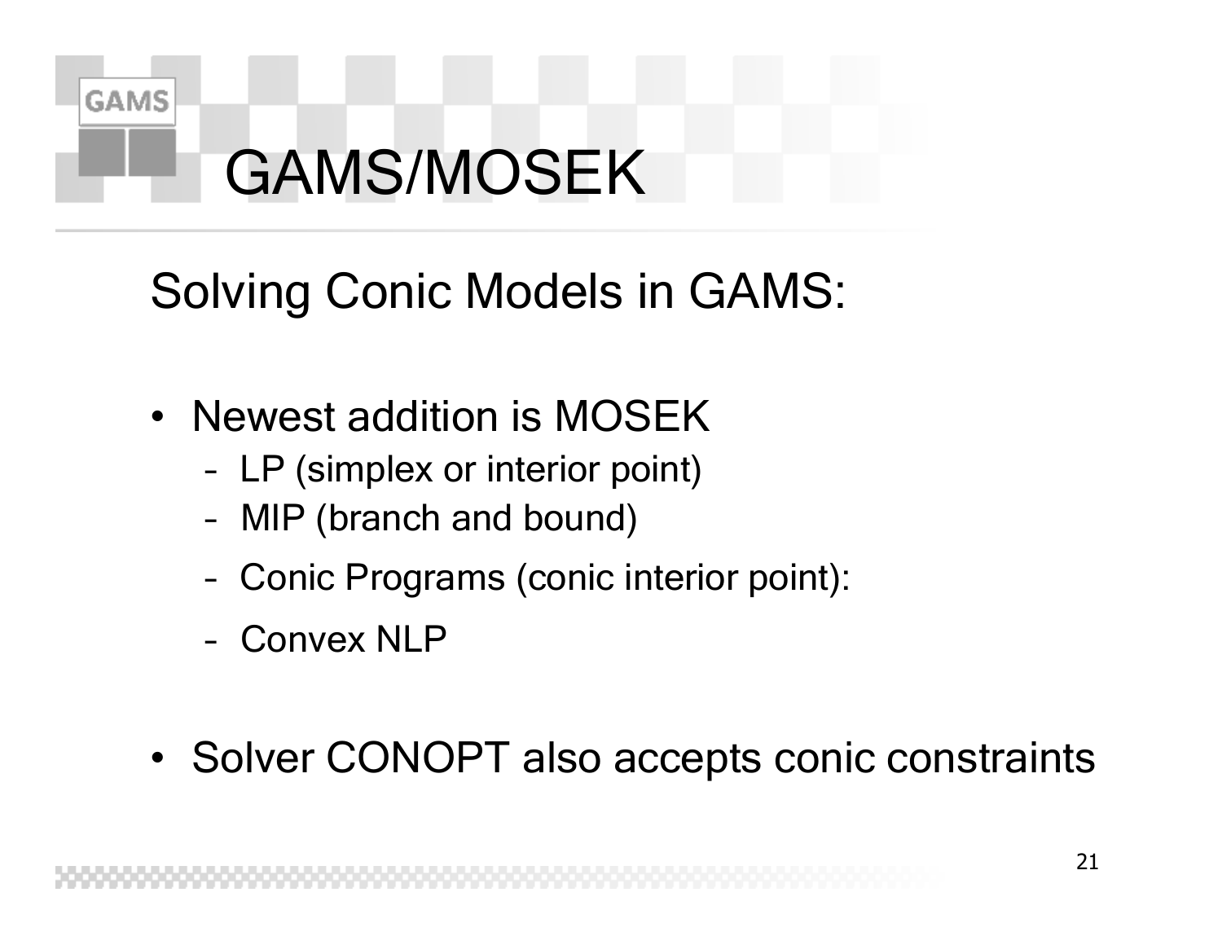# GAMS/MOSEK

## Solving Conic Models in GAMS:

- Newest addition is MOSEK
  - LP (simplex or interior point)
  - MIP (branch and bound)
  - Conic Programs (conic interior point):
  - Convex NLP
- Solver CONOPT also accepts conic constraints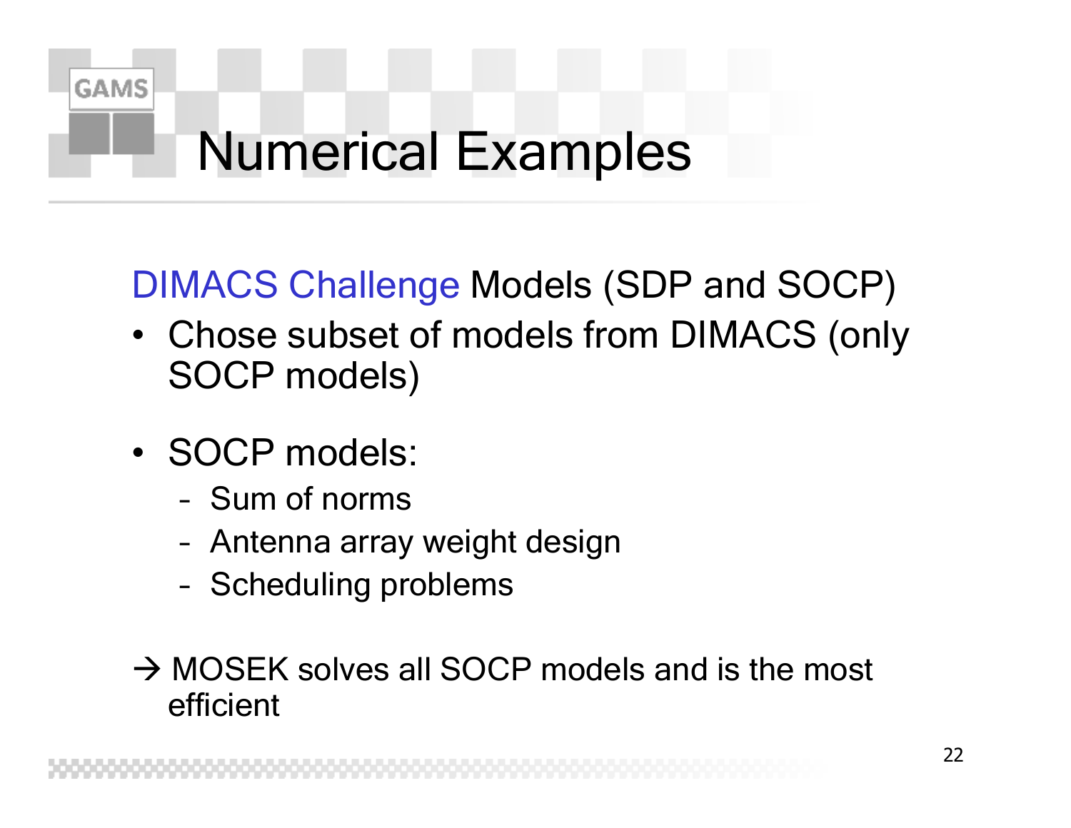# Numerical Examples

DIMACS Challenge Models (SDP and SOCP)

- Chose subset of models from DIMACS (only SOCP models)

- SOCP models:
  - Sum of norms
  - Antenna array weight design
  - Scheduling problems

→ MOSEK solves all SOCP models and is the most efficient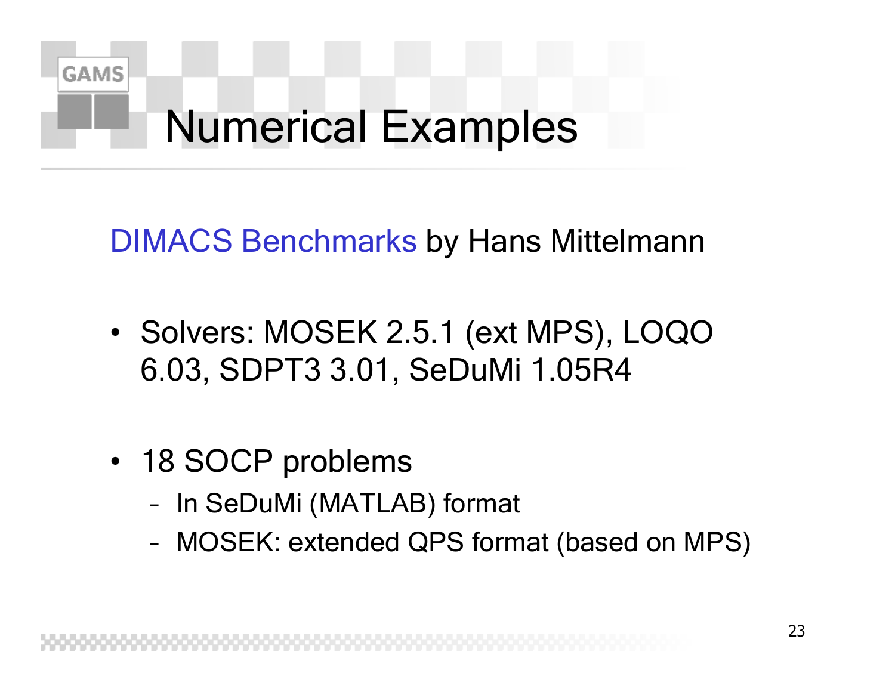# Numerical Examples

DIMACS Benchmarks by Hans Mittelmann

- Solvers: MOSEK 2.5.1 (ext MPS), LOQO 6.03, SDPT3 3.01, SeDuMi 1.05R4

- 18 SOCP problems
  - In SeDuMi (MATLAB) format
  - MOSEK: extended QPS format (based on MPS)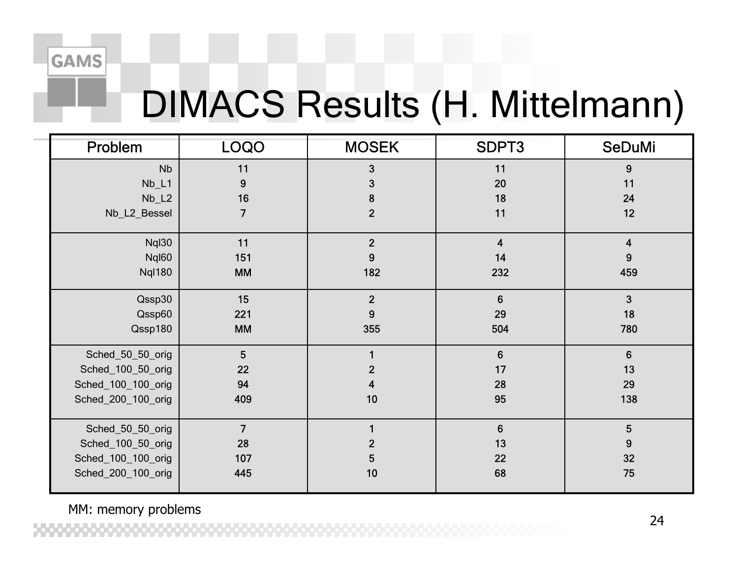# DIMACS Results (H. Mittelmann)

| Problem | LOQO | MOSEK | SDPT3 | SeDuMi |
|---|---|---|---|---|
| Nb | 11 | 3 | 11 | 9 |
| Nb_L1 | 9 | 3 | 20 | 11 |
| Nb_L2 | 16 | 8 | 18 | 24 |
| Nb_L2_Bessel | 7 | 2 | 11 | 12 |
| Nql30 | 11 | 2 | 4 | 4 |
| Nql60 | 151 | 9 | 14 | 9 |
| Nql180 | MM | 182 | 232 | 459 |
| Qssp30 | 15 | 2 | 6 | 3 |
| Qssp60 | 221 | 9 | 29 | 18 |
| Qssp180 | MM | 355 | 504 | 780 |
| Sched_50_50_orig | 5 | 1 | 6 | 6 |
| Sched_100_50_orig | 22 | 2 | 17 | 13 |
| Sched_100_100_orig | 94 | 4 | 28 | 29 |
| Sched_200_100_orig | 409 | 10 | 95 | 138 |
| Sched_50_50_orig | 7 | 1 | 6 | 5 |
| Sched_100_50_orig | 28 | 2 | 13 | 9 |
| Sched_100_100_orig | 107 | 5 | 22 | 32 |
| Sched_200_100_orig | 445 | 10 | 68 | 75 |

MM: memory problems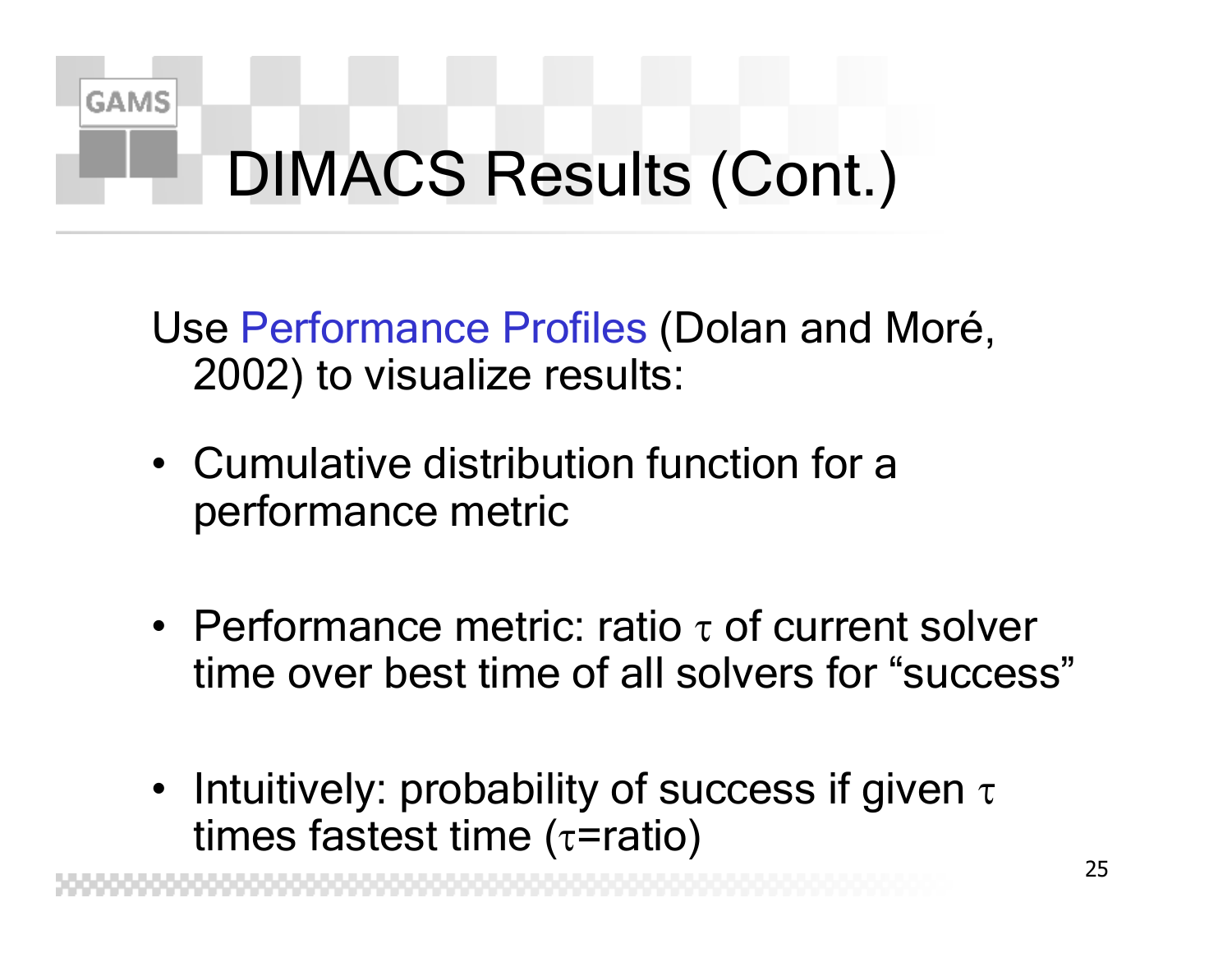# DIMACS Results (Cont.)

Use Performance Profiles (Dolan and Moré, 2002) to visualize results:

- Cumulative distribution function for a performance metric
- Performance metric: ratio $\tau$ of current solver time over best time of all solvers for "success"
- Intuitively: probability of success if given $\tau$ times fastest time ($\tau$=ratio)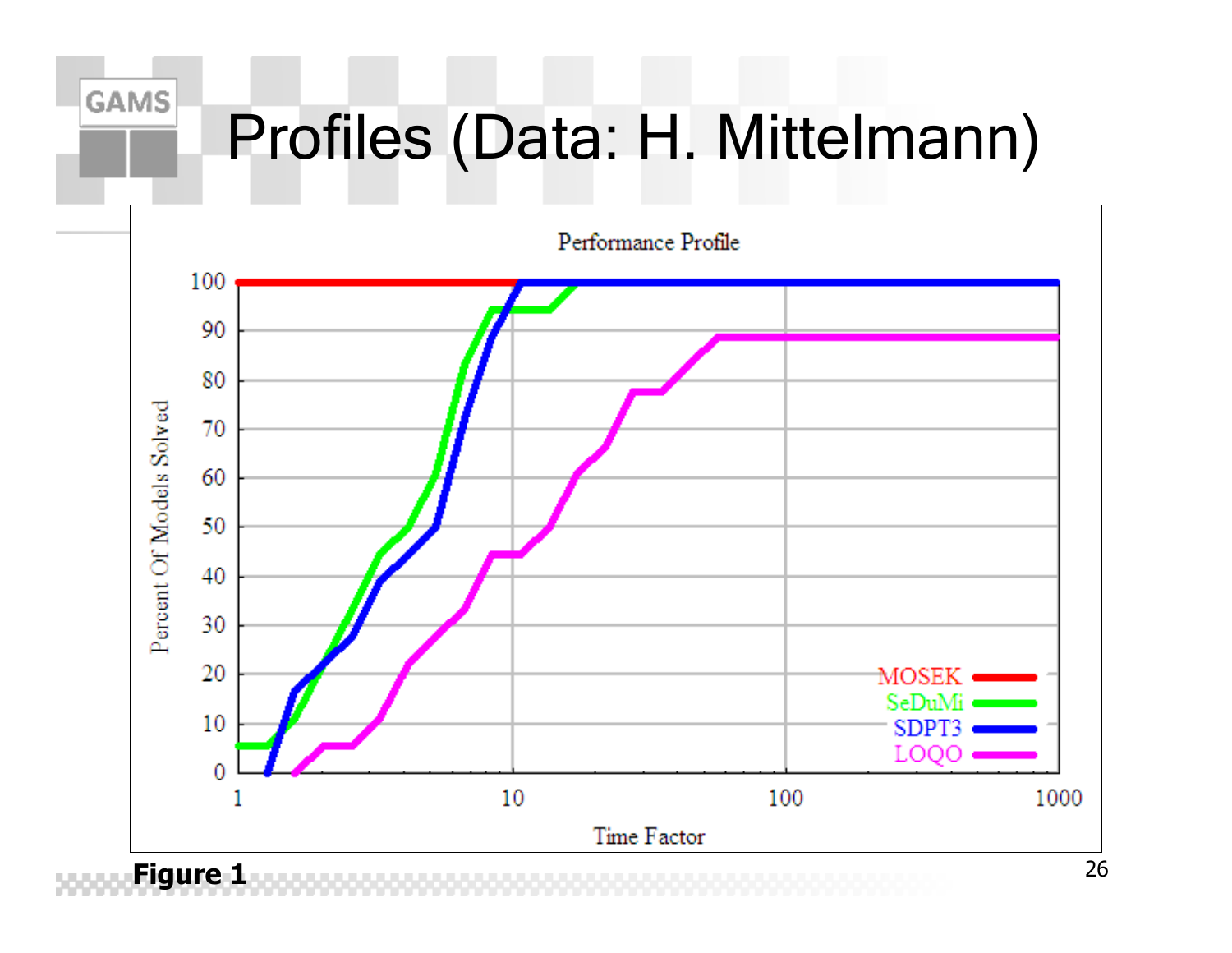# Profiles (Data: H. Mittelmann)

Figure 1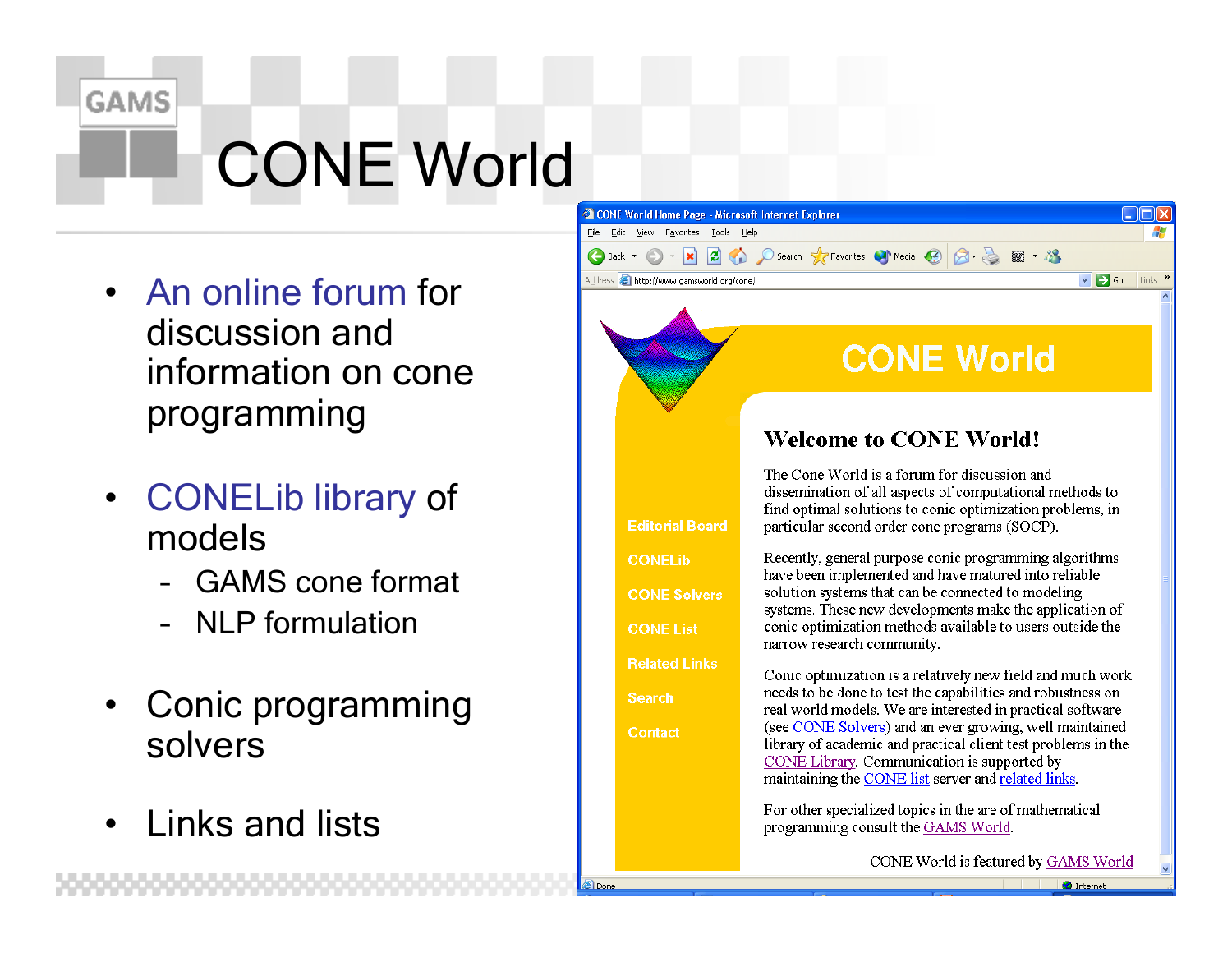# CONE World

- An online forum for discussion and information on cone programming
- CONELib library of models
  - GAMS cone format
  - NLP formulation
- Conic programming solvers
- Links and lists

CONE World

Editorial Board

CONELib

CONE Solvers

CONE List

Related Links

Search

Contact

## Welcome to CONE World!

The Cone World is a forum for discussion and dissemination of all aspects of computational methods to find optimal solutions to conic optimization problems, in particular second order cone programs (SOCP).

Recently, general purpose conic programming algorithms have been implemented and have matured into reliable solution systems that can be connected to modeling systems. These new developments make the application of conic optimization methods available to users outside the narrow research community.

Conic optimization is a relatively new field and much work needs to be done to test the capabilities and robustness on real world models. We are interested in practical software (see CONE Solvers) and an ever growing, well maintained library of academic and practical client test problems in the CONE Library. Communication is supported by maintaining the CONE list server and related links.

For other specialized topics in the are of mathematical programming consult the GAMS World.

CONE World is featured by GAMS World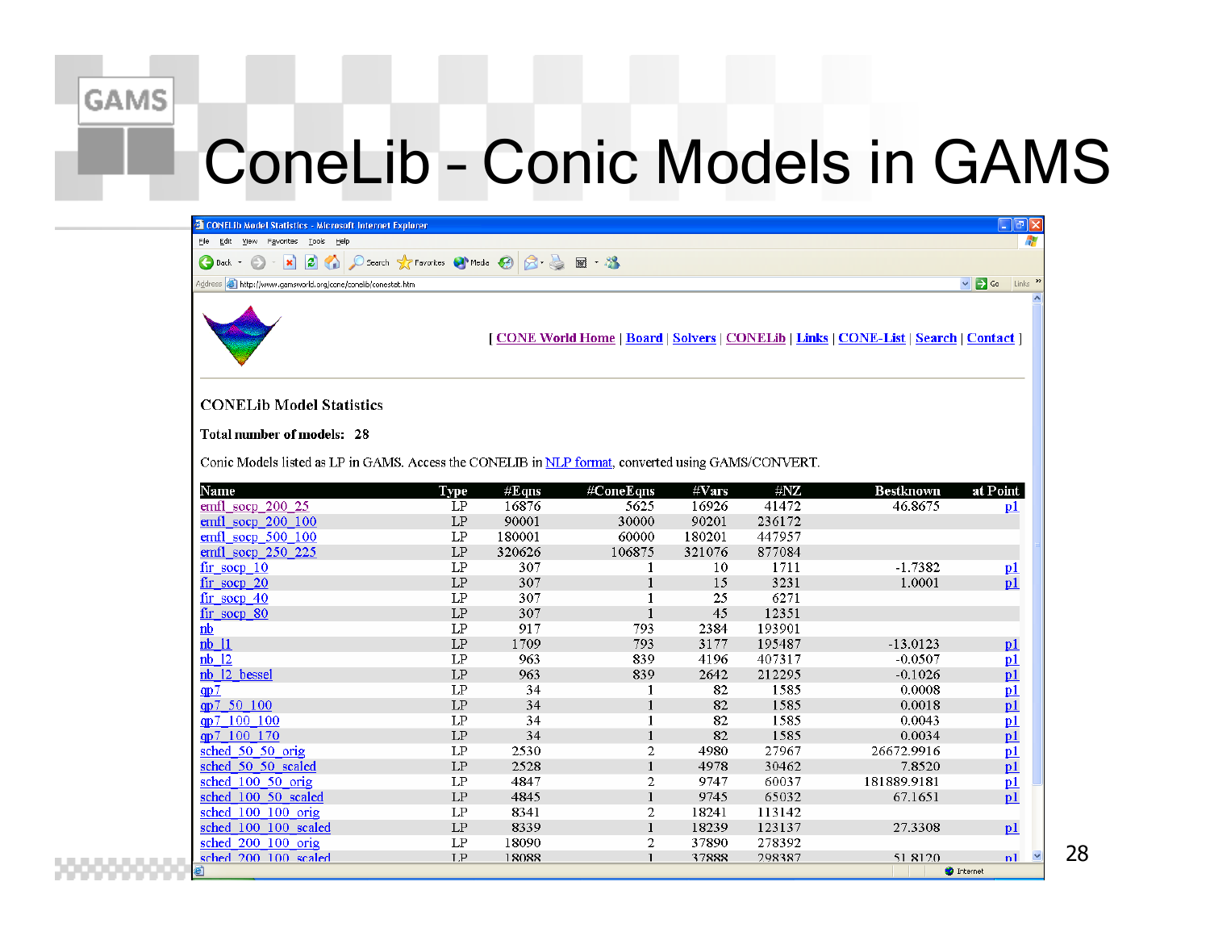# ConeLib – Conic Models in GAMS

[ CONE World Home | Board | Solvers | CONELib | Links | CONE-List | Search | Contact ]

**CONELib Model Statistics**

**Total number of models: 28**

Conic Models listed as LP in GAMS. Access the CONELIB in NLP format, converted using GAMS/CONVERT.

| Name | Type | #Eqns | #ConeEqns | #Vars | #NZ | Bestknown | at Point |
|---|---|---|---|---|---|---|---|
| emfl_socp_200_25 | LP | 16876 | 5625 | 16926 | 41472 | 46.8675 | p1 |
| emfl_socp_200_100 | LP | 90001 | 30000 | 90201 | 236172 | | |
| emfl_socp_500_100 | LP | 180001 | 60000 | 180201 | 447957 | | |
| emfl_socp_250_225 | LP | 320626 | 106875 | 321076 | 877084 | | |
| fir_socp_10 | LP | 307 | 1 | 10 | 1711 | -1.7382 | p1 |
| fir_socp_20 | LP | 307 | 1 | 15 | 3231 | 1.0001 | p1 |
| fir_socp_40 | LP | 307 | 1 | 25 | 6271 | | |
| fir_socp_80 | LP | 307 | 1 | 45 | 12351 | | |
| nb | LP | 917 | 793 | 2384 | 193901 | | |
| nb_l1 | LP | 1709 | 793 | 3177 | 195487 | -13.0123 | p1 |
| nb_l2 | LP | 963 | 839 | 4196 | 407317 | -0.0507 | p1 |
| nb_l2_bessel | LP | 963 | 839 | 2642 | 212295 | -0.1026 | p1 |
| qp7 | LP | 34 | 1 | 82 | 1585 | 0.0008 | p1 |
| qp7_50_100 | LP | 34 | 1 | 82 | 1585 | 0.0018 | p1 |
| qp7_100_100 | LP | 34 | 1 | 82 | 1585 | 0.0043 | p1 |
| qp7_100_170 | LP | 34 | 1 | 82 | 1585 | 0.0034 | p1 |
| sched_50_50_orig | LP | 2530 | 2 | 4980 | 27967 | 26672.9916 | p1 |
| sched_50_50_scaled | LP | 2528 | 1 | 4978 | 30462 | 7.8520 | p1 |
| sched_100_50_orig | LP | 4847 | 2 | 9747 | 60037 | 181889.9181 | p1 |
| sched_100_50_scaled | LP | 4845 | 1 | 9745 | 65032 | 67.1651 | p1 |
| sched_100_100_orig | LP | 8341 | 2 | 18241 | 113142 | | |
| sched_100_100_scaled | LP | 8339 | 1 | 18239 | 123137 | 27.3308 | p1 |
| sched_200_100_orig | LP | 18090 | 2 | 37890 | 278392 | | |
| sched_200_100_scaled | LP | 18088 | 1 | 37888 | 298387 | 51.8120 | p1 |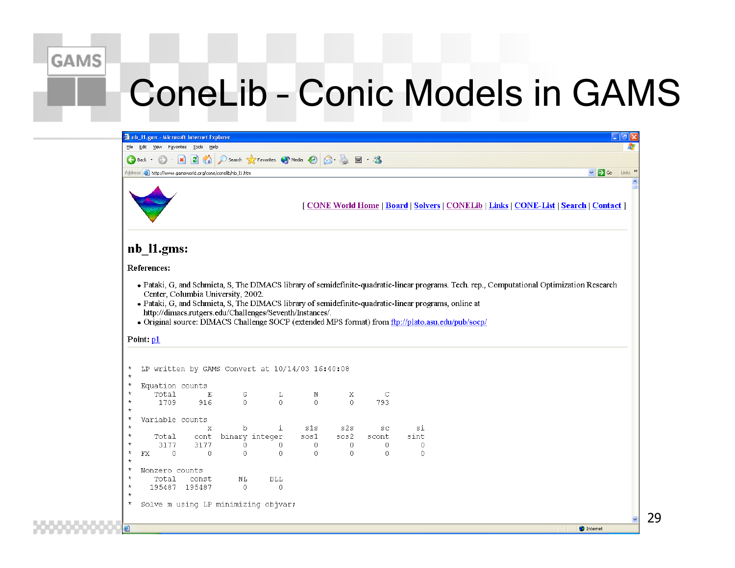# ConeLib - Conic Models in GAMS

nb_l1.gms - Microsoft Internet Explorer

Address: http://www.gamsworld.org/cone/conelib/nb_l1.htm

[ CONE World Home | Board | Solvers | CONELib | Links | CONE-List | Search | Contact ]

## nb_l1.gms:

**References:**

- Pataki, G, and Schmieta, S, The DIMACS library of semidefinite-quadratic-linear programs. Tech. rep., Computational Optimization Research Center, Columbia University, 2002.
- Pataki, G, and Schmieta, S, The DIMACS library of semidefinite-quadratic-linear programs, online at http://dimacs.rutgers.edu/Challenges/Seventh/Instances/.
- Original source: DIMACS Challenge SOCP (extended MPS format) from ftp://plato.asu.edu/pub/socp/

**Point:** p1

```
*  LP written by GAMS Convert at 10/14/03 16:40:08
*
*  Equation counts
*     Total       E       G       L       N       X       C
*      1709     916       0       0       0       0     793
*
*  Variable counts
*                 x       b       i     s1s     s2s      sc      si
*     Total    cont  binary integer    sos1    sos2   scont    sint
*      3177    3177       0       0       0       0       0       0
*  FX     0       0       0       0       0       0       0       0
*
*  Nonzero counts
*     Total   const      NL     DLL
*    195487  195487       0       0
*
*  Solve m using LP minimizing objvar;
```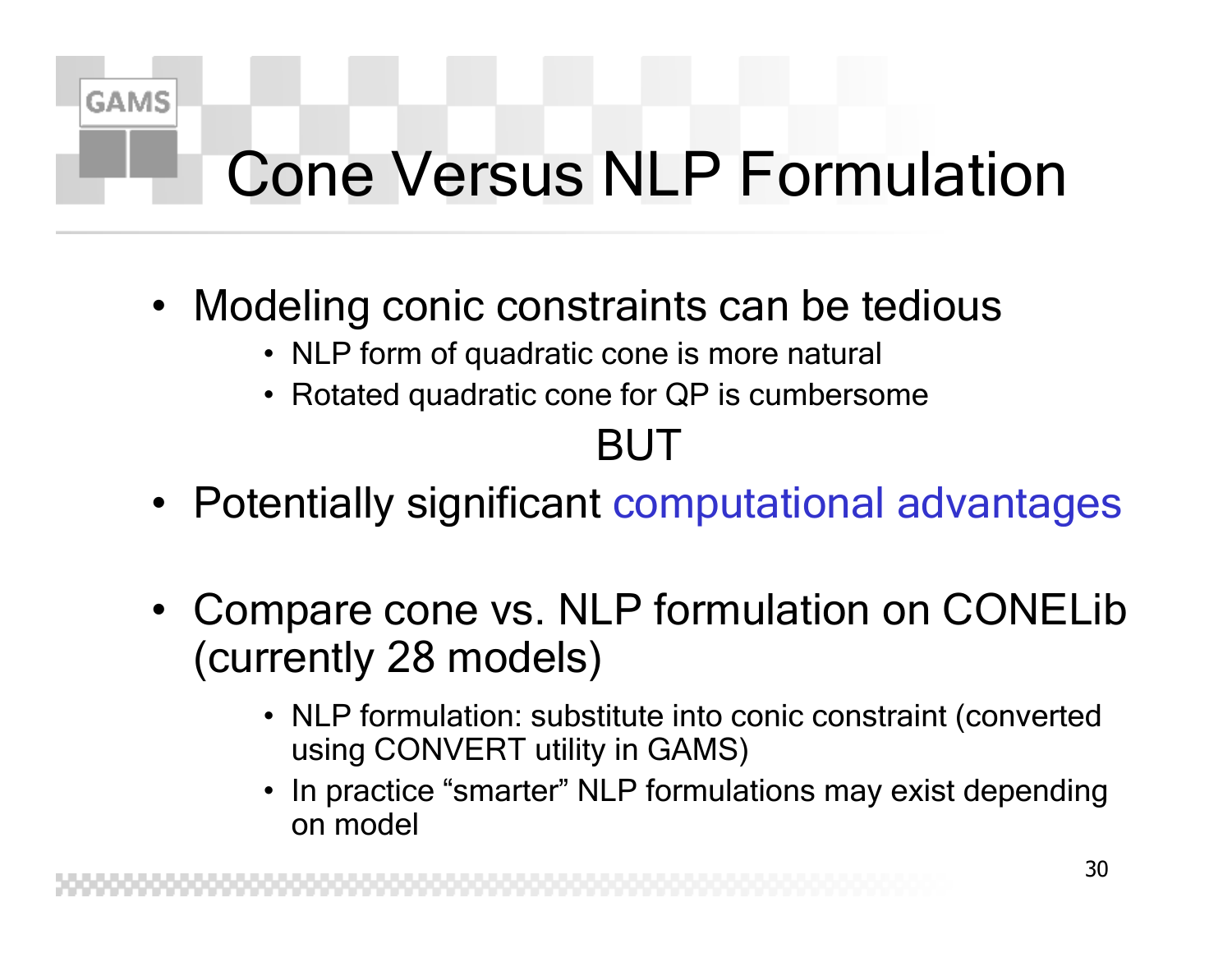# Cone Versus NLP Formulation

- Modeling conic constraints can be tedious
  - NLP form of quadratic cone is more natural
  - Rotated quadratic cone for QP is cumbersome

BUT

- Potentially significant computational advantages

- Compare cone vs. NLP formulation on CONELib (currently 28 models)
  - NLP formulation: substitute into conic constraint (converted using CONVERT utility in GAMS)
  - In practice "smarter" NLP formulations may exist depending on model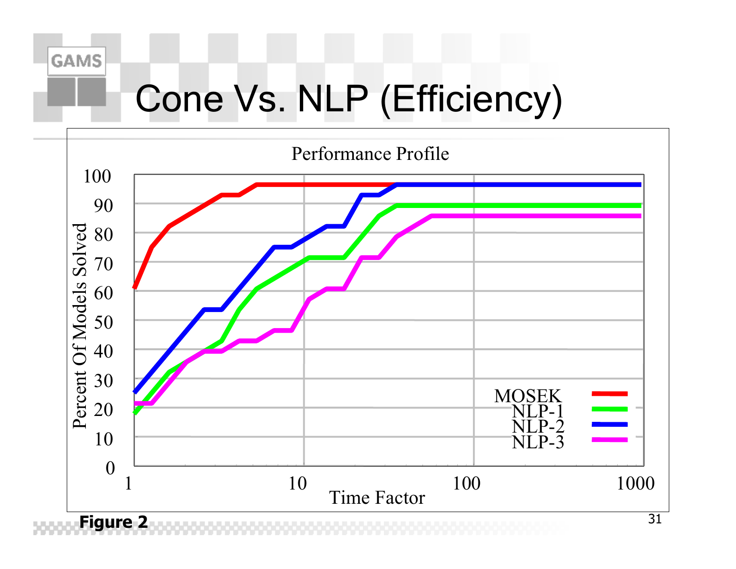# Cone Vs. NLP (Efficiency)

Performance Profile

| Time Factor | MOSEK | NLP-1 | NLP-2 | NLP-3 |
|---|---|---|---|---|
| 1 | 61 | 18 | 25 | 21 |
| 10 | 96 | 71 | 78 | 57 |
| 100 | 96 | 89 | 96 | 86 |
| 1000 | 96 | 89 | 96 | 86 |

Y-axis: Percent Of Models Solved (0–100). X-axis: Time Factor (1–1000, log scale).

**Figure 2**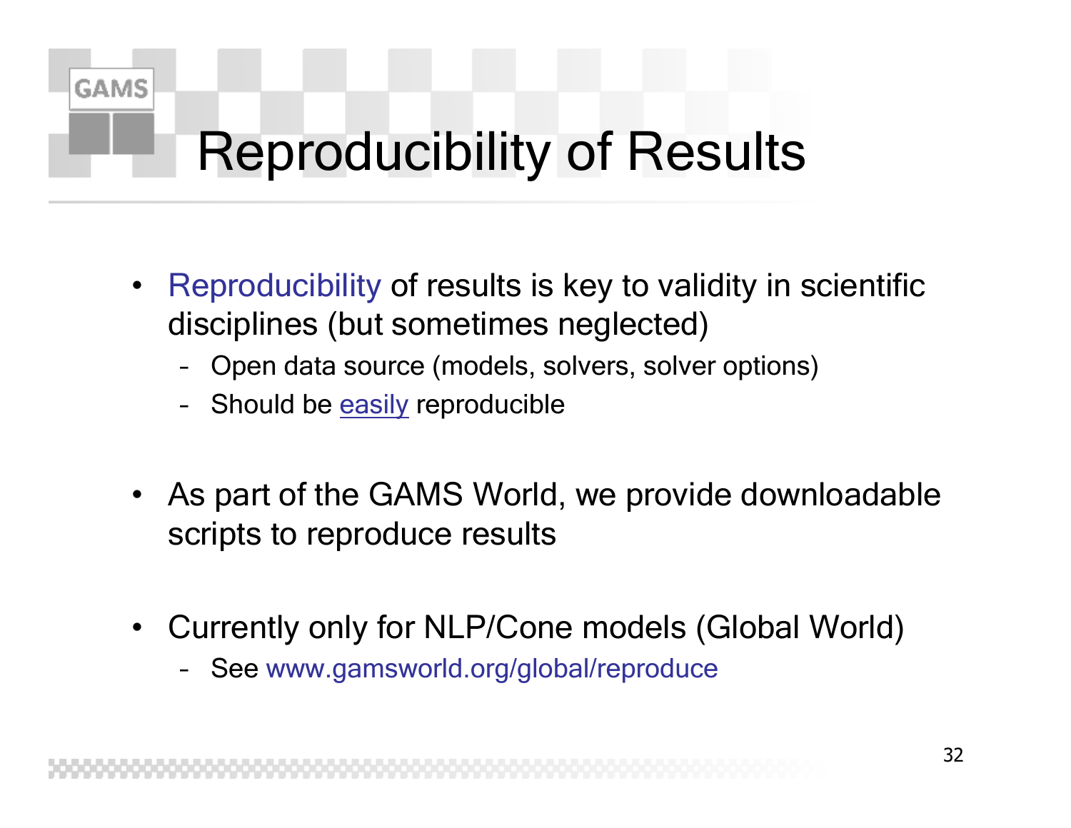# Reproducibility of Results

- Reproducibility of results is key to validity in scientific disciplines (but sometimes neglected)
  - Open data source (models, solvers, solver options)
  - Should be easily reproducible

- As part of the GAMS World, we provide downloadable scripts to reproduce results

- Currently only for NLP/Cone models (Global World)
  - See www.gamsworld.org/global/reproduce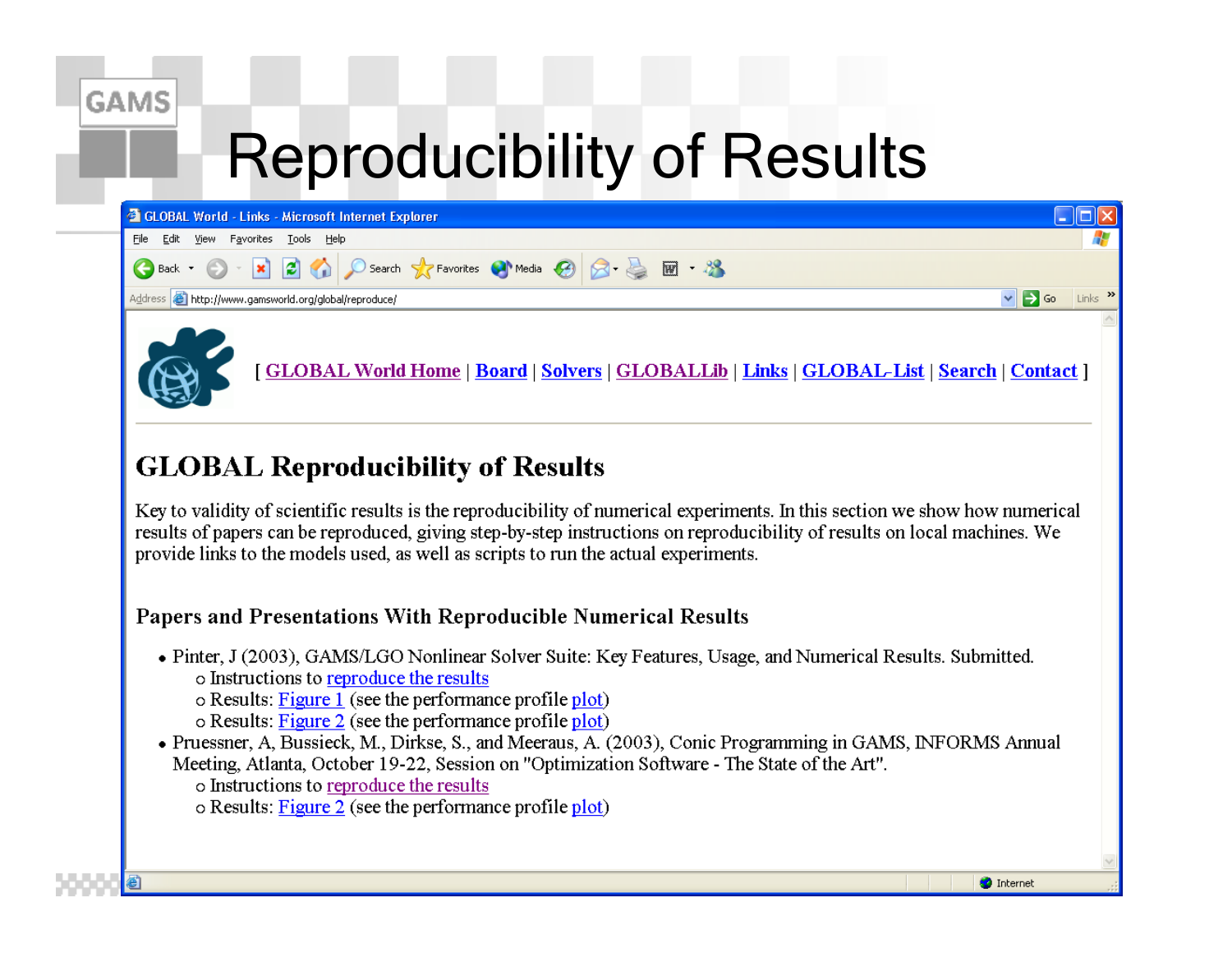# Reproducibility of Results

GLOBAL World - Links - Microsoft Internet Explorer

http://www.gamsworld.org/global/reproduce/

[ GLOBAL World Home | Board | Solvers | GLOBALLib | Links | GLOBAL-List | Search | Contact ]

## GLOBAL Reproducibility of Results

Key to validity of scientific results is the reproducibility of numerical experiments. In this section we show how numerical results of papers can be reproduced, giving step-by-step instructions on reproducibility of results on local machines. We provide links to the models used, as well as scripts to run the actual experiments.

### Papers and Presentations With Reproducible Numerical Results

- Pinter, J (2003), GAMS/LGO Nonlinear Solver Suite: Key Features, Usage, and Numerical Results. Submitted.
  - Instructions to reproduce the results
  - Results: Figure 1 (see the performance profile plot)
  - Results: Figure 2 (see the performance profile plot)
- Pruessner, A, Bussieck, M., Dirkse, S., and Meeraus, A. (2003), Conic Programming in GAMS, INFORMS Annual Meeting, Atlanta, October 19-22, Session on "Optimization Software - The State of the Art".
  - Instructions to reproduce the results
  - Results: Figure 2 (see the performance profile plot)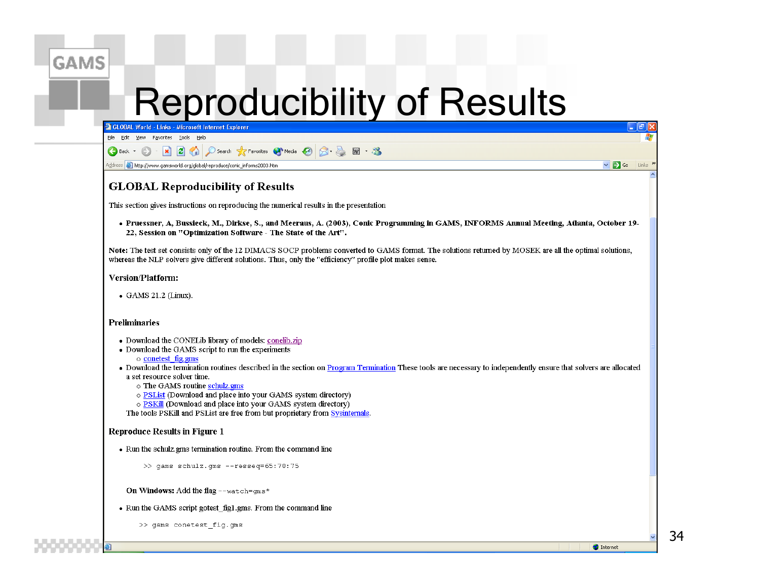# Reproducibility of Results

## GLOBAL Reproducibility of Results

This section gives instructions on reproducing the numerical results in the presentation

- **Pruessner, A, Bussieck, M., Dirkse, S., and Meeraus, A. (2003), Conic Programming in GAMS, INFORMS Annual Meeting, Atlanta, October 19-22, Session on "Optimization Software - The State of the Art".**

**Note:** The test set consists only of the 12 DIMACS SOCP problems converted to GAMS format. The solutions returned by MOSEK are all the optimal solutions, whereas the NLP solvers give different solutions. Thus, only the "efficiency" profile plot makes sense.

### Version/Platform:

- GAMS 21.2 (Linux).

### Preliminaries

- Download the CONELib library of models: conelib.zip
- Download the GAMS script to run the experiments
  - conetest_fig.gms
- Download the termination routines described in the section on Program Termination These tools are necessary to independently ensure that solvers are allocated a set resource solver time.
  - The GAMS routine schulz.gms
  - PSList (Download and place into your GAMS system directory)
  - PSKill (Download and place into your GAMS system directory)

  The tools PSKill and PSList are free from but proprietary from Sysinternals.

### Reproduce Results in Figure 1

- Run the schulz.gms termination routine. From the command line

  ```
  >> gams schulz.gms --resseq=65:70:75
  ```

  **On Windows:** Add the flag `--watch=gms*`

- Run the GAMS script gotest_fig1.gms. From the command line

  ```
  >> gams conetest_fig.gms
  ```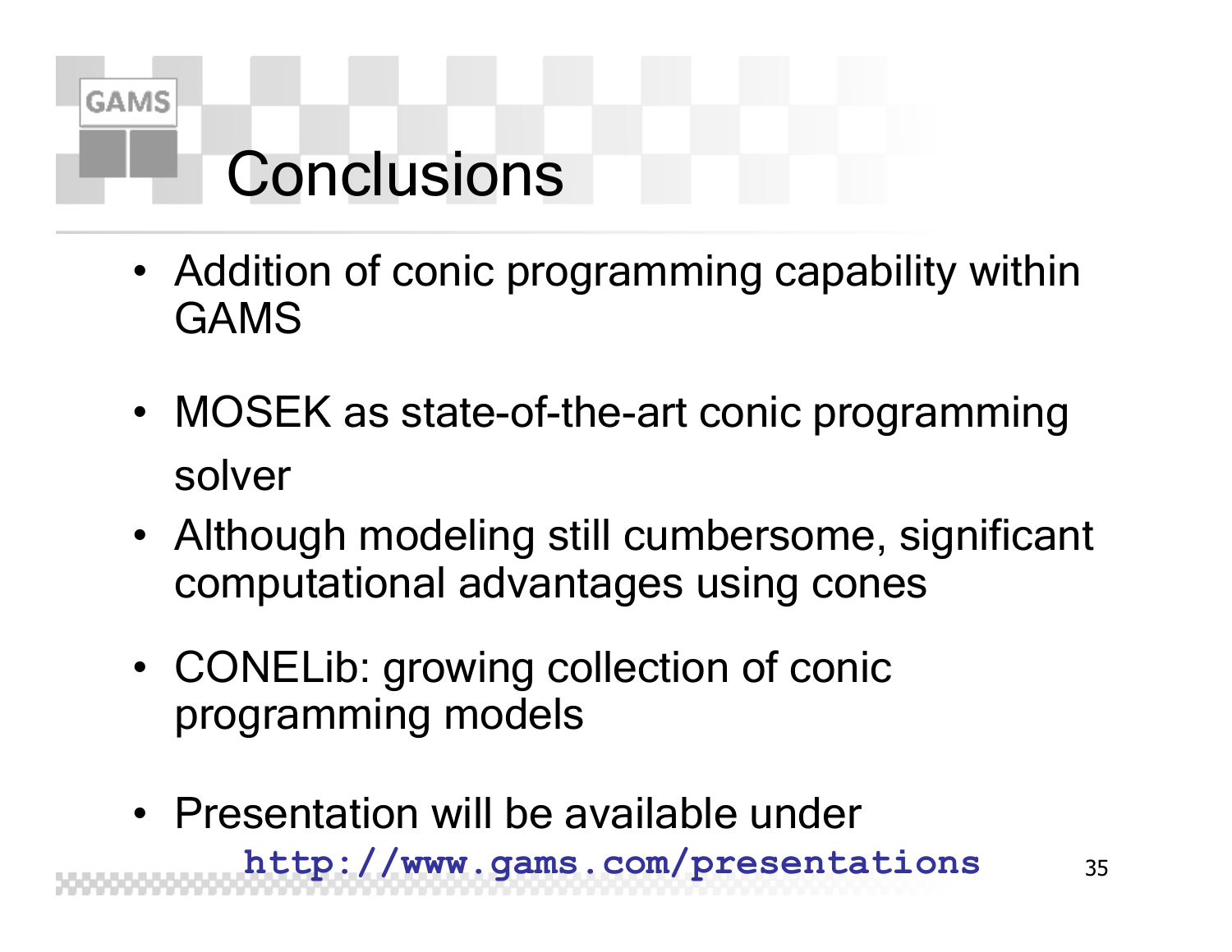# Conclusions

- Addition of conic programming capability within GAMS
- MOSEK as state-of-the-art conic programming solver
- Although modeling still cumbersome, significant computational advantages using cones
- CONELib: growing collection of conic programming models
- Presentation will be available under
  **http://www.gams.com/presentations**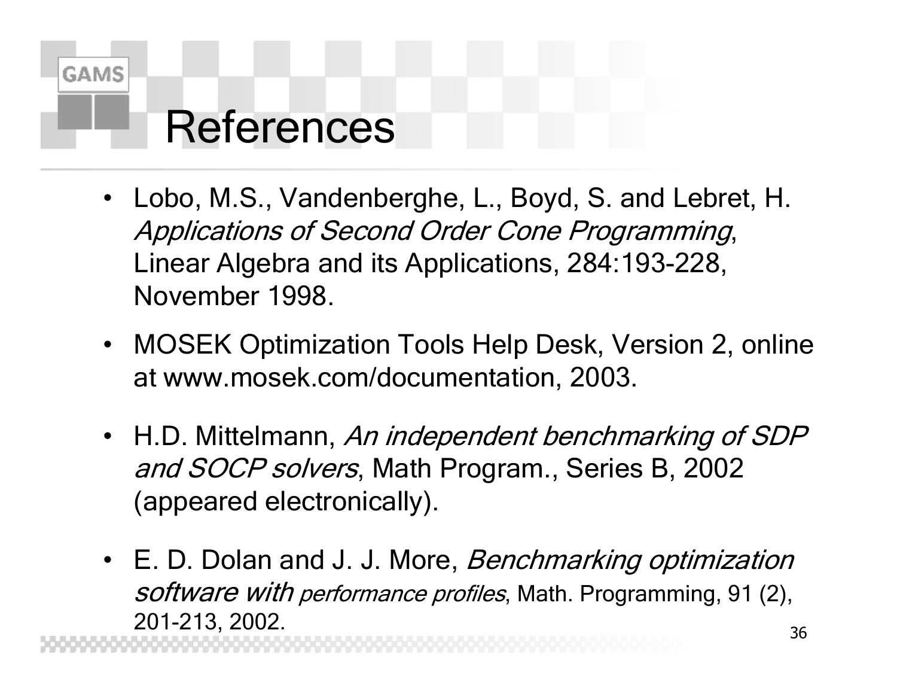# References

- Lobo, M.S., Vandenberghe, L., Boyd, S. and Lebret, H. *Applications of Second Order Cone Programming*, Linear Algebra and its Applications, 284:193-228, November 1998.
- MOSEK Optimization Tools Help Desk, Version 2, online at www.mosek.com/documentation, 2003.
- H.D. Mittelmann, *An independent benchmarking of SDP and SOCP solvers*, Math Program., Series B, 2002 (appeared electronically).
- E. D. Dolan and J. J. More, *Benchmarking optimization software with performance profiles*, Math. Programming, 91 (2), 201-213, 2002.